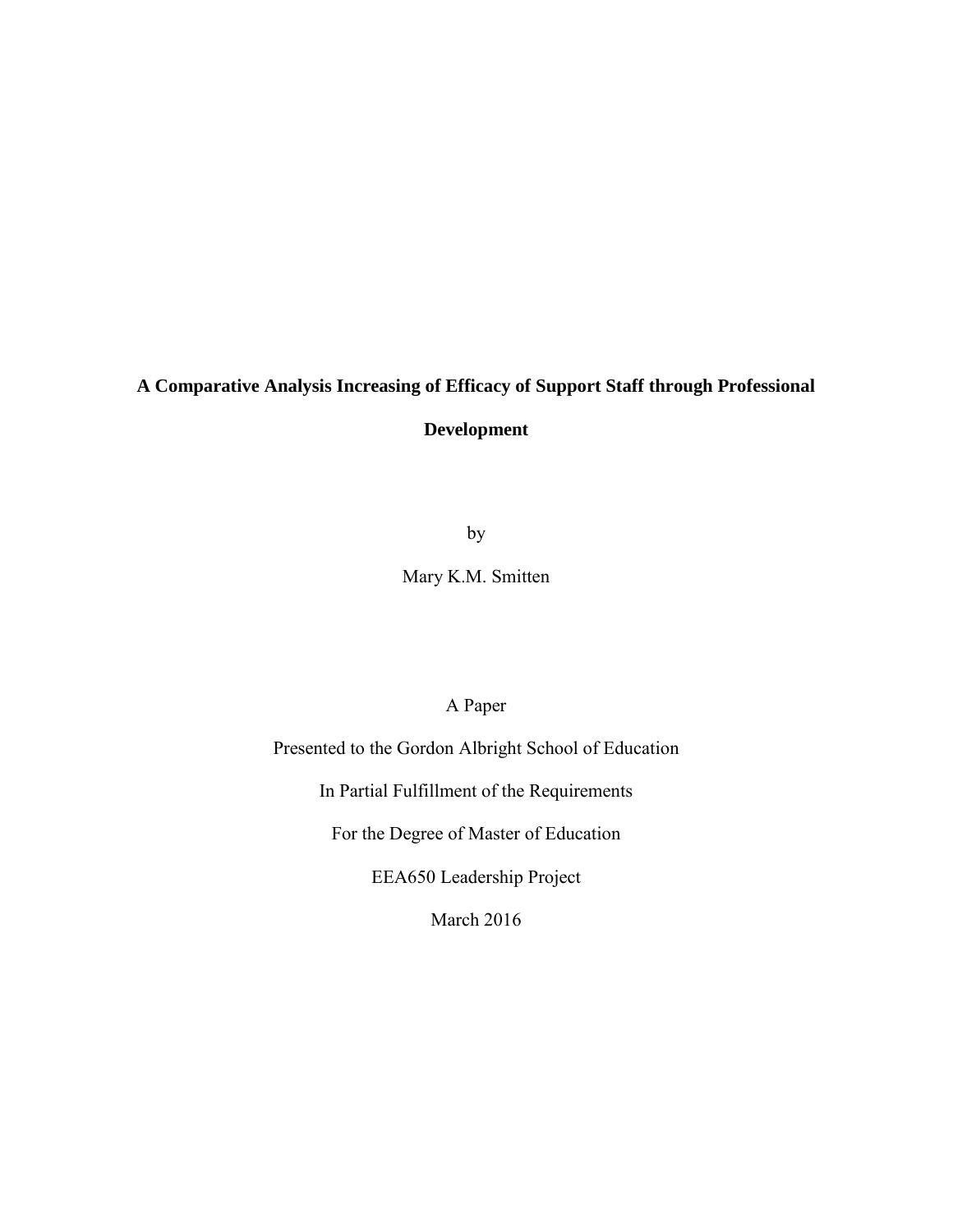# A Comparative Analysis Increasing of Efficacy of Support Staff through Professional Development

by

Mary K.M. Smitten

A Paper

Presented to the Gordon Albright School of Education

In Partial Fulfillment of the Requirements

For the Degree of Master of Education

EEA650 Leadership Project

March 2016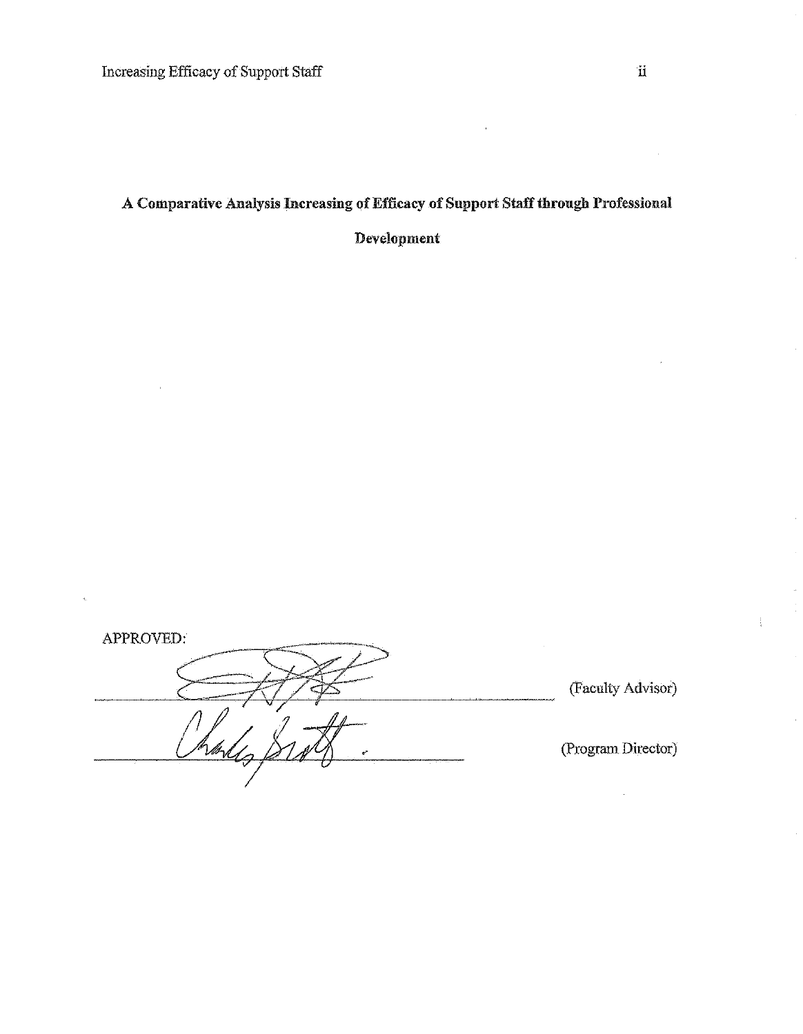**A Comparative Analysis Increasing of Efficacy of Support Staff through Professional Development**

APPROVED:

_______________________________ (Faculty Advisor)

_______________________________ (Program Director)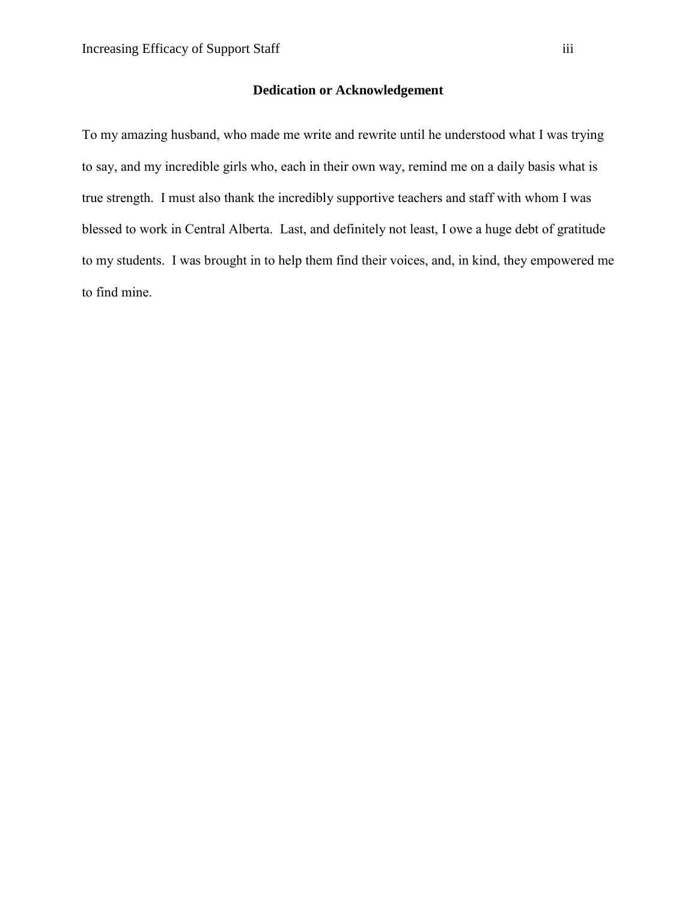## Dedication or Acknowledgement

To my amazing husband, who made me write and rewrite until he understood what I was trying to say, and my incredible girls who, each in their own way, remind me on a daily basis what is true strength. I must also thank the incredibly supportive teachers and staff with whom I was blessed to work in Central Alberta. Last, and definitely not least, I owe a huge debt of gratitude to my students. I was brought in to help them find their voices, and, in kind, they empowered me to find mine.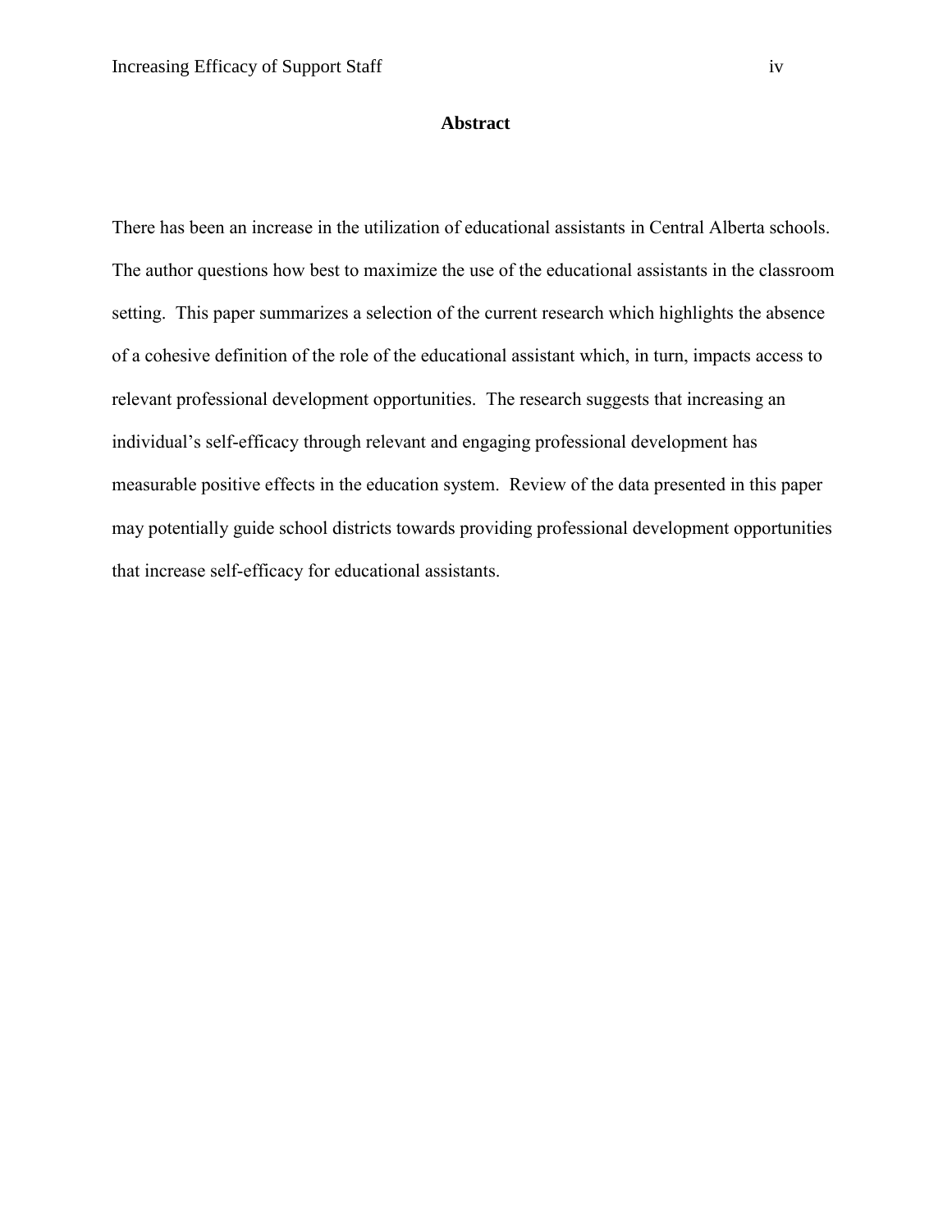## Abstract

There has been an increase in the utilization of educational assistants in Central Alberta schools. The author questions how best to maximize the use of the educational assistants in the classroom setting. This paper summarizes a selection of the current research which highlights the absence of a cohesive definition of the role of the educational assistant which, in turn, impacts access to relevant professional development opportunities. The research suggests that increasing an individual's self-efficacy through relevant and engaging professional development has measurable positive effects in the education system. Review of the data presented in this paper may potentially guide school districts towards providing professional development opportunities that increase self-efficacy for educational assistants.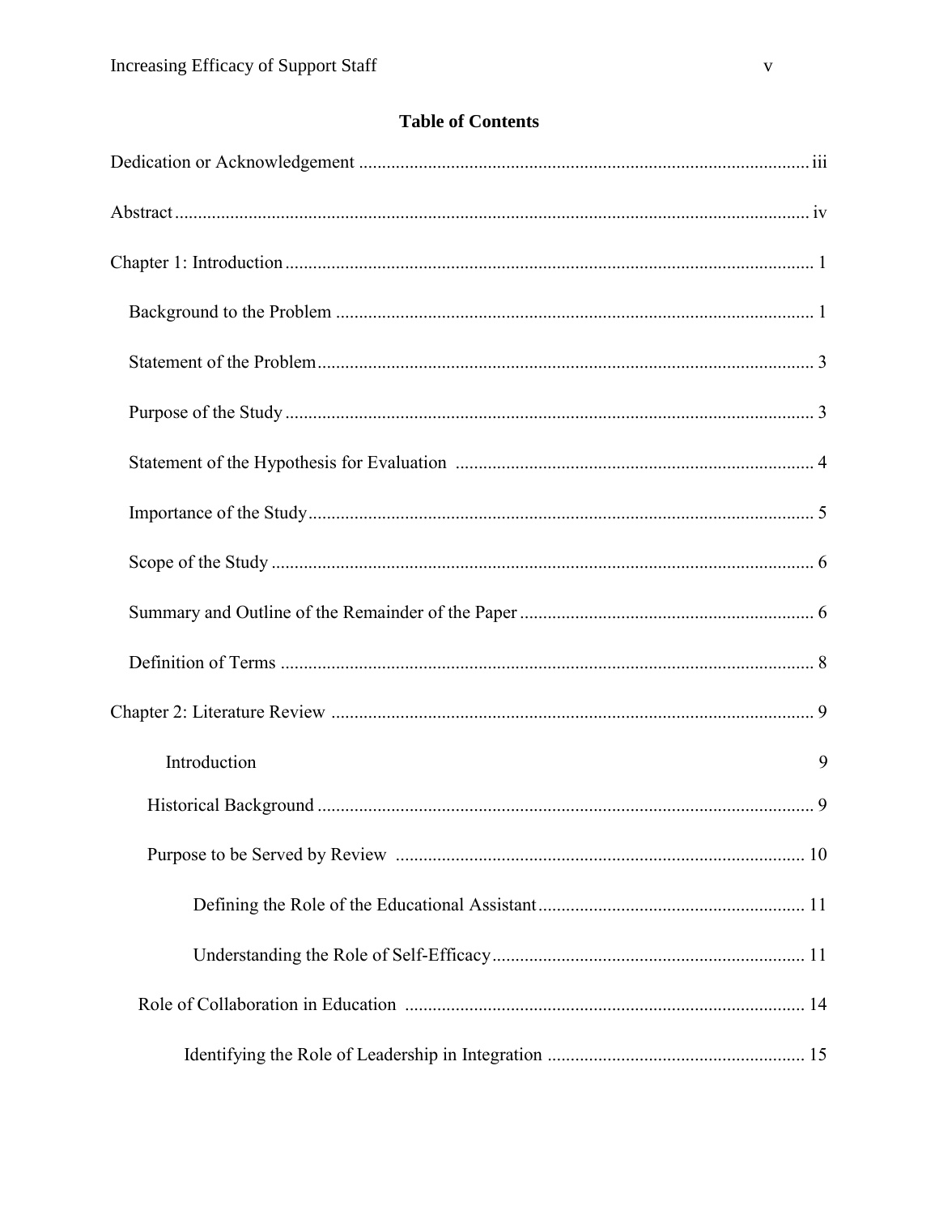## Table of Contents

Dedication or Acknowledgement .................................................................................................. iii

Abstract ......................................................................................................................................... iv

Chapter 1: Introduction .................................................................................................................. 1

Background to the Problem ....................................................................................................... 1

Statement of the Problem ........................................................................................................... 3

Purpose of the Study .................................................................................................................. 3

Statement of the Hypothesis for Evaluation ............................................................................. 4

Importance of the Study ............................................................................................................. 5

Scope of the Study ..................................................................................................................... 6

Summary and Outline of the Remainder of the Paper ................................................................ 6

Definition of Terms .................................................................................................................... 8

Chapter 2: Literature Review ........................................................................................................ 9

Introduction 9

Historical Background ........................................................................................................... 9

Purpose to be Served by Review ......................................................................................... 10

Defining the Role of the Educational Assistant ......................................................... 11

Understanding the Role of Self-Efficacy ................................................................... 11

Role of Collaboration in Education ....................................................................................... 14

Identifying the Role of Leadership in Integration ....................................................... 15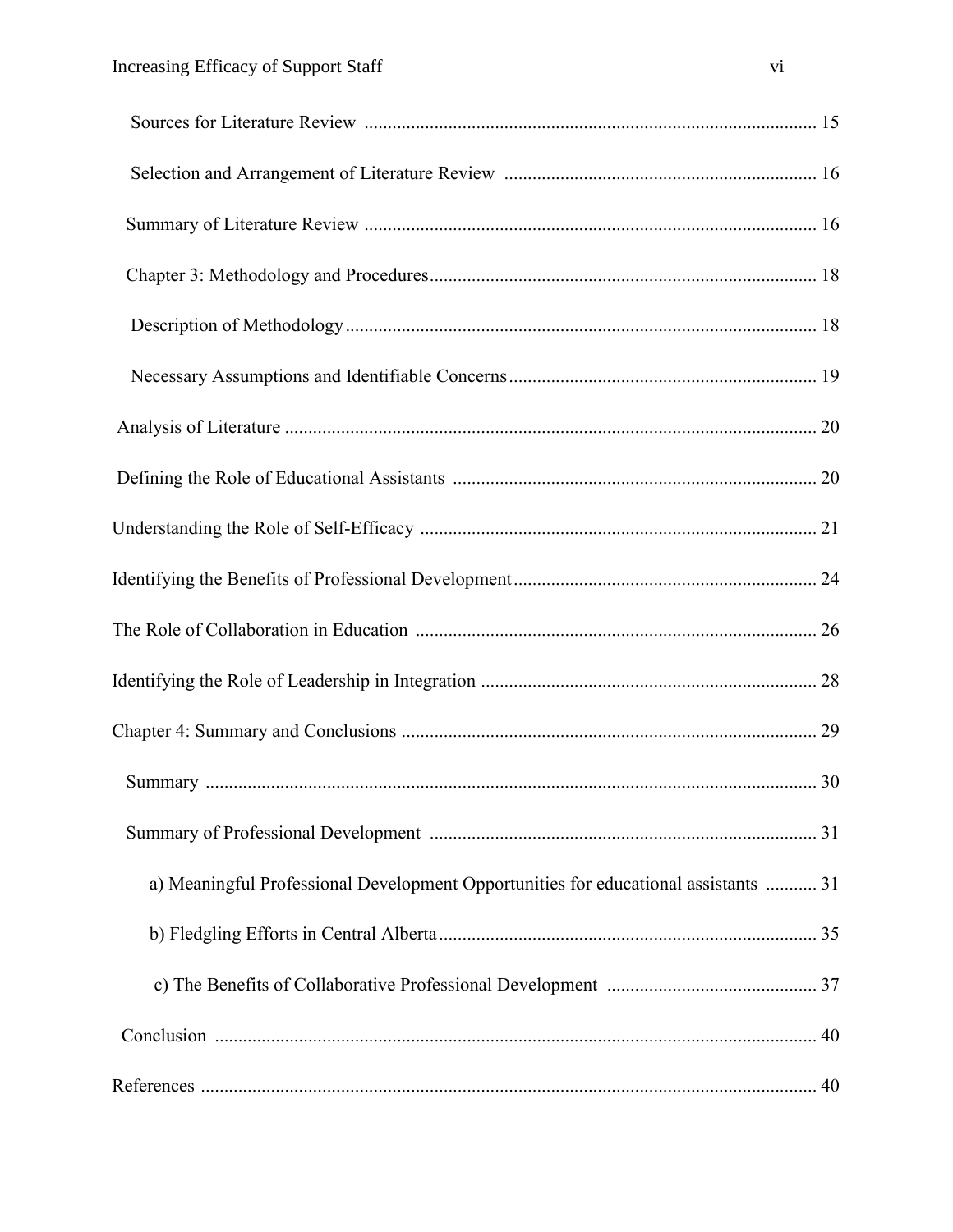Sources for Literature Review ........................................................................................ 15

Selection and Arrangement of Literature Review .................................................................. 16

Summary of Literature Review ........................................................................................ 16

Chapter 3: Methodology and Procedures.................................................................................. 18

Description of Methodology.................................................................................................. 18

Necessary Assumptions and Identifiable Concerns................................................................. 19

Analysis of Literature ................................................................................................................ 20

Defining the Role of Educational Assistants ............................................................................. 20

Understanding the Role of Self-Efficacy .................................................................................... 21

Identifying the Benefits of Professional Development................................................................ 24

The Role of Collaboration in Education .................................................................................... 26

Identifying the Role of Leadership in Integration ....................................................................... 28

Chapter 4: Summary and Conclusions ........................................................................................ 29

Summary ................................................................................................................................. 30

Summary of Professional Development .................................................................................. 31

a) Meaningful Professional Development Opportunities for educational assistants ........... 31

b) Fledgling Efforts in Central Alberta................................................................................. 35

c) The Benefits of Collaborative Professional Development ............................................. 37

Conclusion ................................................................................................................................ 40

References .................................................................................................................................. 40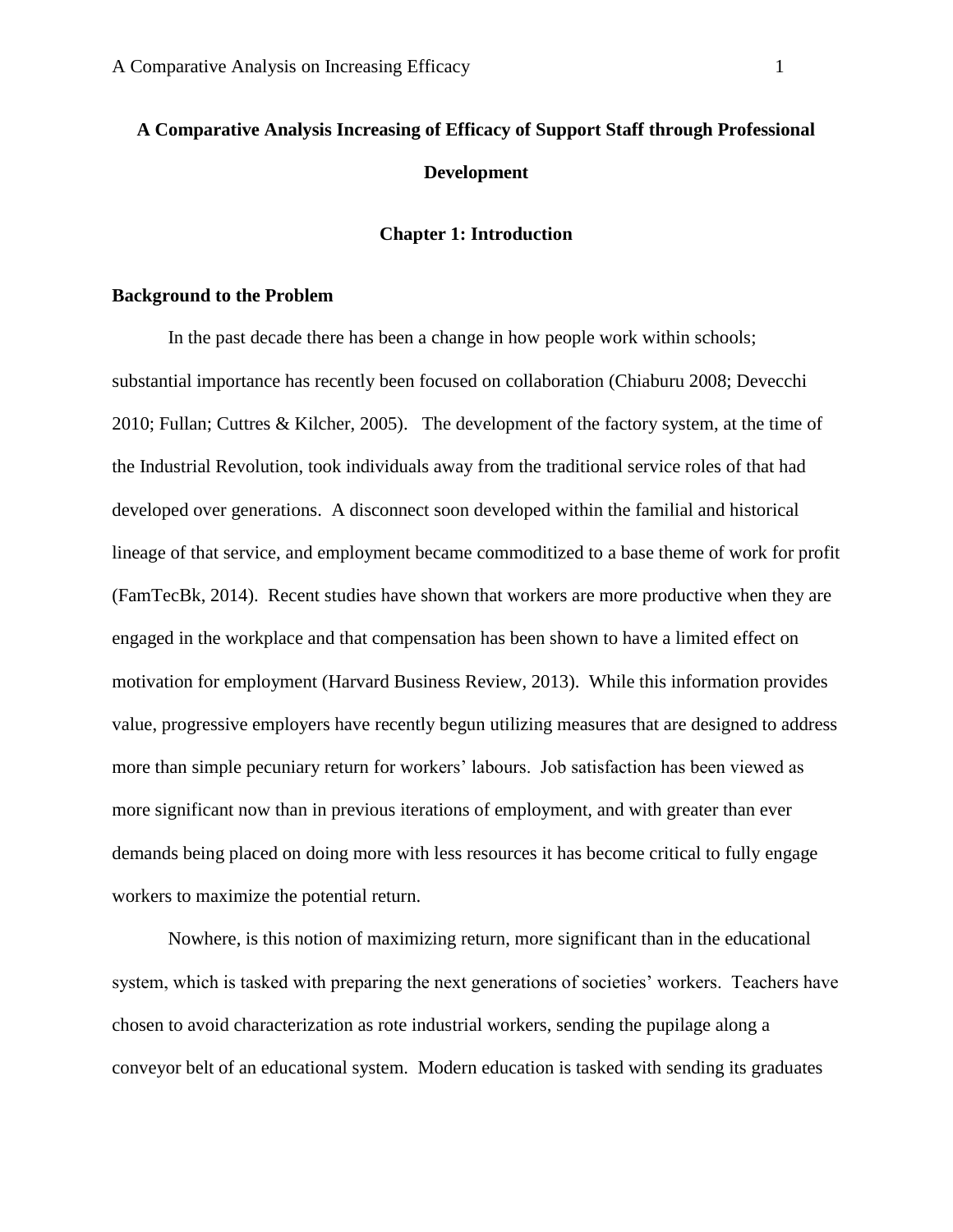# A Comparative Analysis Increasing of Efficacy of Support Staff through Professional Development

## Chapter 1: Introduction

### Background to the Problem

In the past decade there has been a change in how people work within schools; substantial importance has recently been focused on collaboration (Chiaburu 2008; Devecchi 2010; Fullan; Cuttres & Kilcher, 2005). The development of the factory system, at the time of the Industrial Revolution, took individuals away from the traditional service roles of that had developed over generations. A disconnect soon developed within the familial and historical lineage of that service, and employment became commoditized to a base theme of work for profit (FamTecBk, 2014). Recent studies have shown that workers are more productive when they are engaged in the workplace and that compensation has been shown to have a limited effect on motivation for employment (Harvard Business Review, 2013). While this information provides value, progressive employers have recently begun utilizing measures that are designed to address more than simple pecuniary return for workers' labours. Job satisfaction has been viewed as more significant now than in previous iterations of employment, and with greater than ever demands being placed on doing more with less resources it has become critical to fully engage workers to maximize the potential return.

Nowhere, is this notion of maximizing return, more significant than in the educational system, which is tasked with preparing the next generations of societies' workers. Teachers have chosen to avoid characterization as rote industrial workers, sending the pupilage along a conveyor belt of an educational system. Modern education is tasked with sending its graduates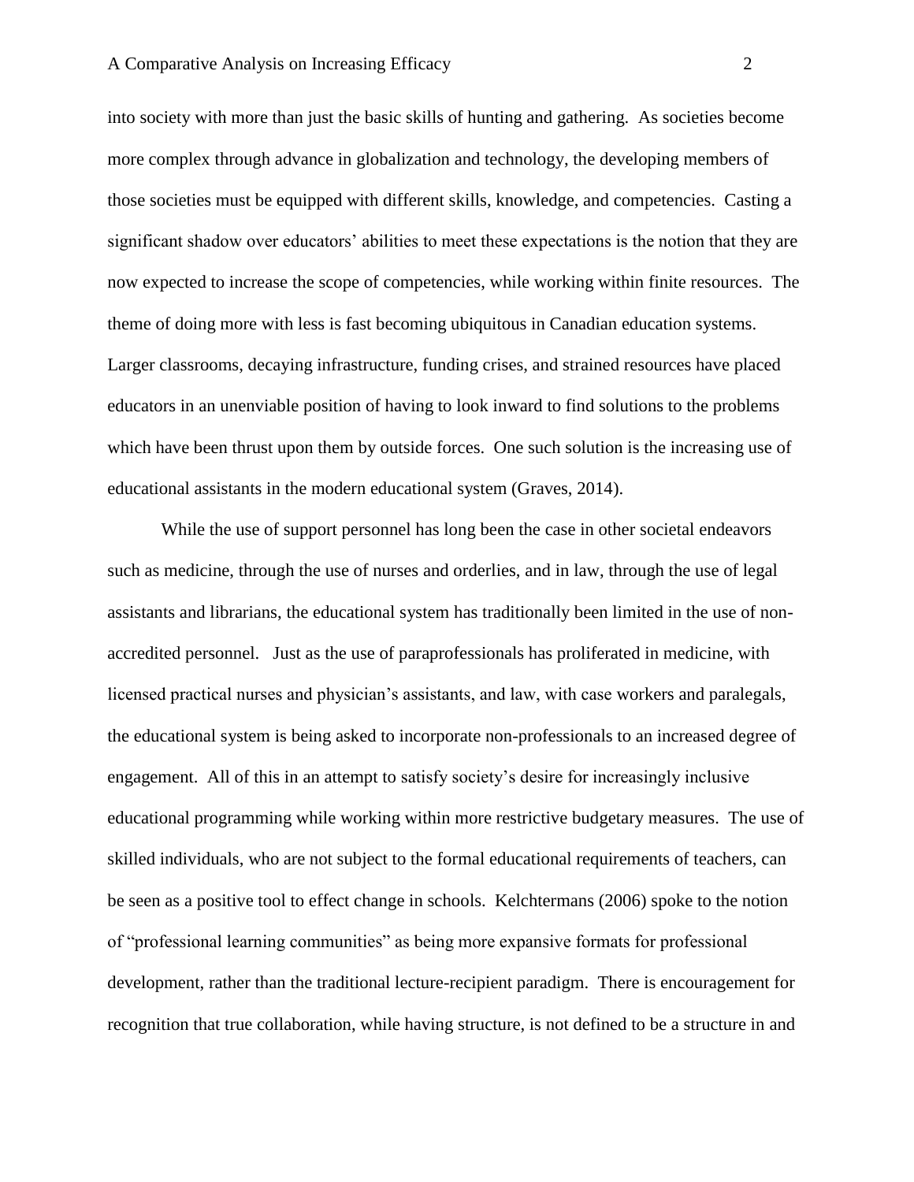into society with more than just the basic skills of hunting and gathering. As societies become more complex through advance in globalization and technology, the developing members of those societies must be equipped with different skills, knowledge, and competencies. Casting a significant shadow over educators' abilities to meet these expectations is the notion that they are now expected to increase the scope of competencies, while working within finite resources. The theme of doing more with less is fast becoming ubiquitous in Canadian education systems. Larger classrooms, decaying infrastructure, funding crises, and strained resources have placed educators in an unenviable position of having to look inward to find solutions to the problems which have been thrust upon them by outside forces. One such solution is the increasing use of educational assistants in the modern educational system (Graves, 2014).

While the use of support personnel has long been the case in other societal endeavors such as medicine, through the use of nurses and orderlies, and in law, through the use of legal assistants and librarians, the educational system has traditionally been limited in the use of non-accredited personnel. Just as the use of paraprofessionals has proliferated in medicine, with licensed practical nurses and physician's assistants, and law, with case workers and paralegals, the educational system is being asked to incorporate non-professionals to an increased degree of engagement. All of this in an attempt to satisfy society's desire for increasingly inclusive educational programming while working within more restrictive budgetary measures. The use of skilled individuals, who are not subject to the formal educational requirements of teachers, can be seen as a positive tool to effect change in schools. Kelchtermans (2006) spoke to the notion of "professional learning communities" as being more expansive formats for professional development, rather than the traditional lecture-recipient paradigm. There is encouragement for recognition that true collaboration, while having structure, is not defined to be a structure in and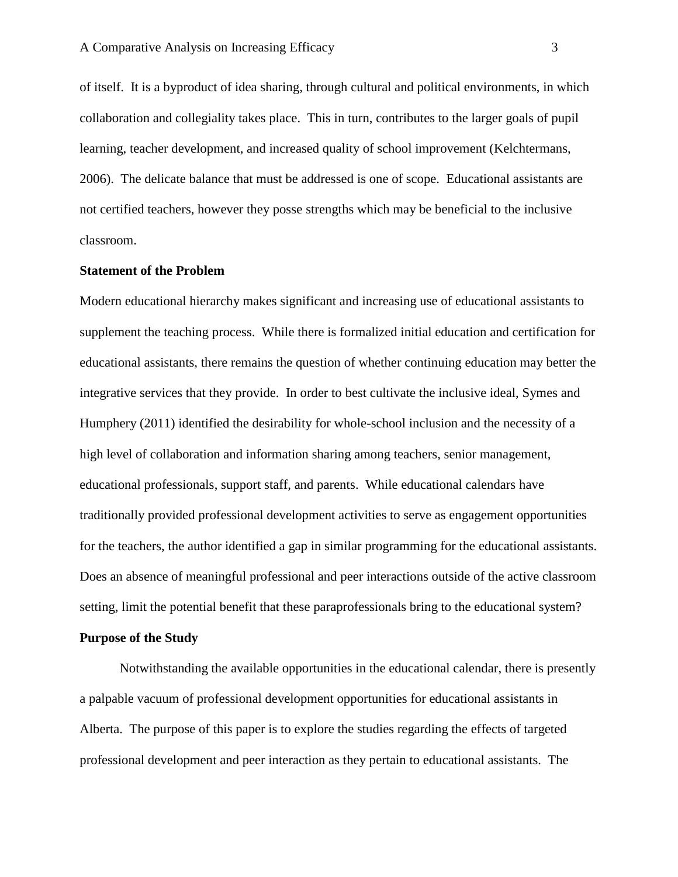of itself. It is a byproduct of idea sharing, through cultural and political environments, in which collaboration and collegiality takes place. This in turn, contributes to the larger goals of pupil learning, teacher development, and increased quality of school improvement (Kelchtermans, 2006). The delicate balance that must be addressed is one of scope. Educational assistants are not certified teachers, however they posse strengths which may be beneficial to the inclusive classroom.

**Statement of the Problem**

Modern educational hierarchy makes significant and increasing use of educational assistants to supplement the teaching process. While there is formalized initial education and certification for educational assistants, there remains the question of whether continuing education may better the integrative services that they provide. In order to best cultivate the inclusive ideal, Symes and Humphery (2011) identified the desirability for whole-school inclusion and the necessity of a high level of collaboration and information sharing among teachers, senior management, educational professionals, support staff, and parents. While educational calendars have traditionally provided professional development activities to serve as engagement opportunities for the teachers, the author identified a gap in similar programming for the educational assistants. Does an absence of meaningful professional and peer interactions outside of the active classroom setting, limit the potential benefit that these paraprofessionals bring to the educational system?

**Purpose of the Study**

Notwithstanding the available opportunities in the educational calendar, there is presently a palpable vacuum of professional development opportunities for educational assistants in Alberta. The purpose of this paper is to explore the studies regarding the effects of targeted professional development and peer interaction as they pertain to educational assistants. The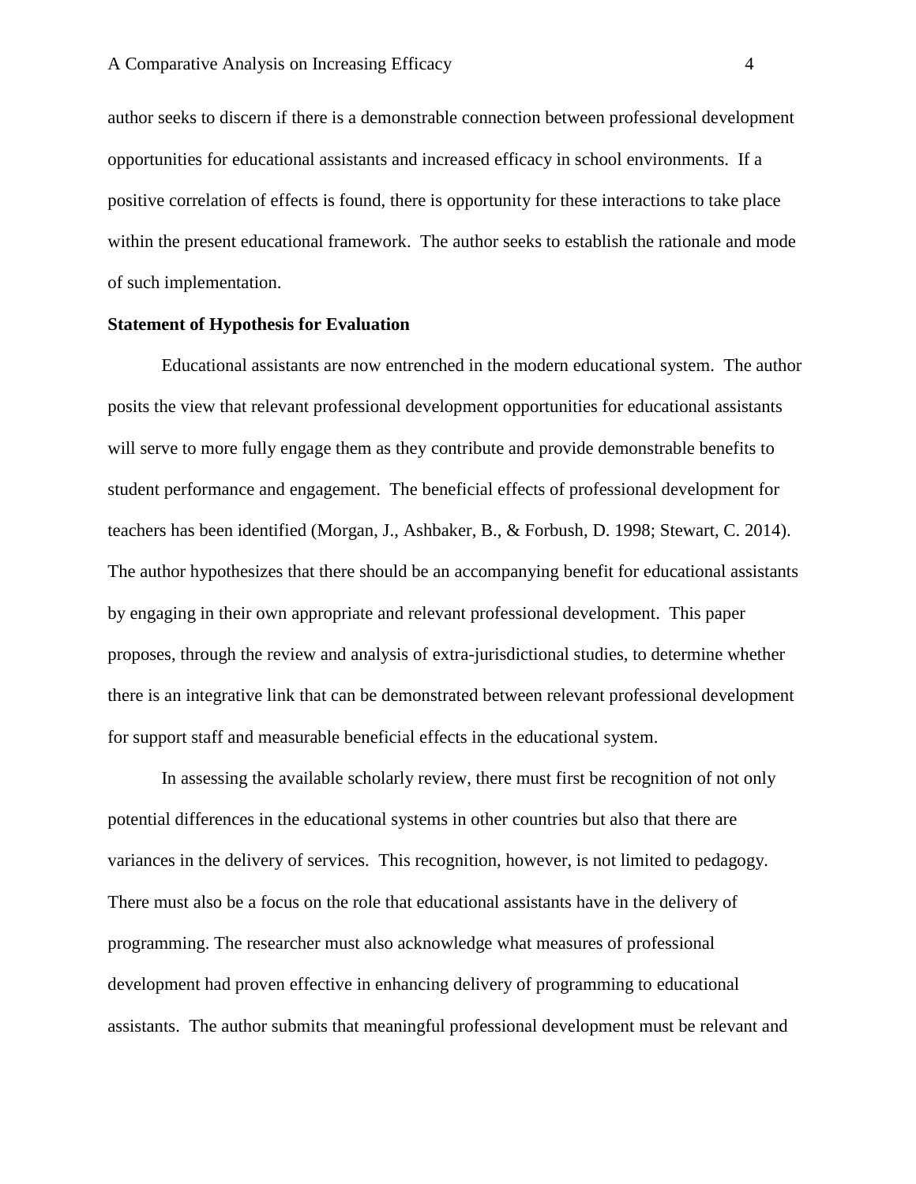author seeks to discern if there is a demonstrable connection between professional development opportunities for educational assistants and increased efficacy in school environments. If a positive correlation of effects is found, there is opportunity for these interactions to take place within the present educational framework. The author seeks to establish the rationale and mode of such implementation.

**Statement of Hypothesis for Evaluation**

Educational assistants are now entrenched in the modern educational system. The author posits the view that relevant professional development opportunities for educational assistants will serve to more fully engage them as they contribute and provide demonstrable benefits to student performance and engagement. The beneficial effects of professional development for teachers has been identified (Morgan, J., Ashbaker, B., & Forbush, D. 1998; Stewart, C. 2014). The author hypothesizes that there should be an accompanying benefit for educational assistants by engaging in their own appropriate and relevant professional development. This paper proposes, through the review and analysis of extra-jurisdictional studies, to determine whether there is an integrative link that can be demonstrated between relevant professional development for support staff and measurable beneficial effects in the educational system.

In assessing the available scholarly review, there must first be recognition of not only potential differences in the educational systems in other countries but also that there are variances in the delivery of services. This recognition, however, is not limited to pedagogy. There must also be a focus on the role that educational assistants have in the delivery of programming. The researcher must also acknowledge what measures of professional development had proven effective in enhancing delivery of programming to educational assistants. The author submits that meaningful professional development must be relevant and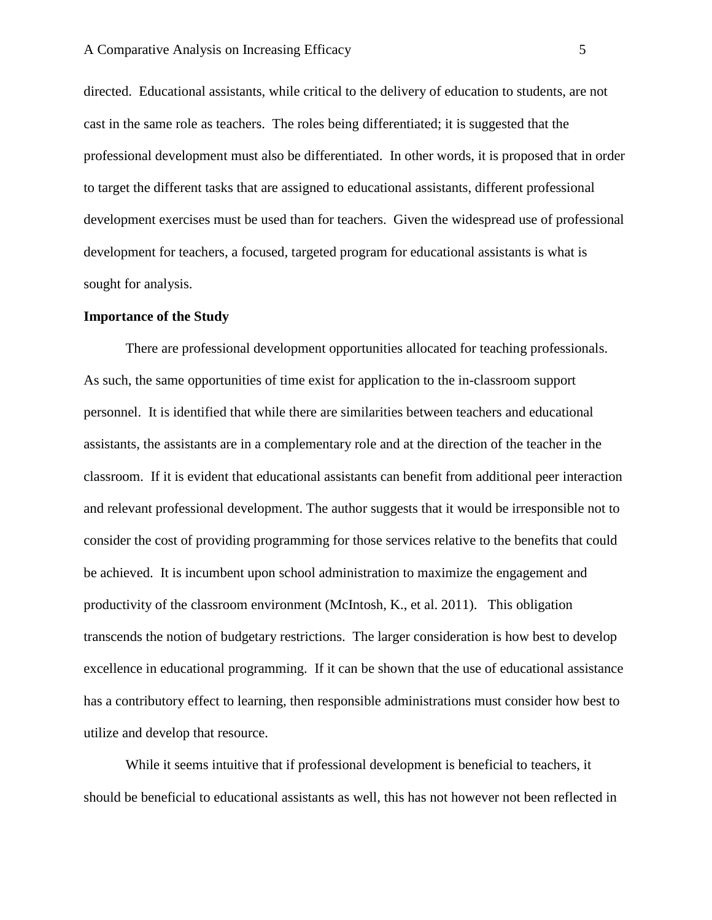directed. Educational assistants, while critical to the delivery of education to students, are not cast in the same role as teachers. The roles being differentiated; it is suggested that the professional development must also be differentiated. In other words, it is proposed that in order to target the different tasks that are assigned to educational assistants, different professional development exercises must be used than for teachers. Given the widespread use of professional development for teachers, a focused, targeted program for educational assistants is what is sought for analysis.

**Importance of the Study**

There are professional development opportunities allocated for teaching professionals. As such, the same opportunities of time exist for application to the in-classroom support personnel. It is identified that while there are similarities between teachers and educational assistants, the assistants are in a complementary role and at the direction of the teacher in the classroom. If it is evident that educational assistants can benefit from additional peer interaction and relevant professional development. The author suggests that it would be irresponsible not to consider the cost of providing programming for those services relative to the benefits that could be achieved. It is incumbent upon school administration to maximize the engagement and productivity of the classroom environment (McIntosh, K., et al. 2011). This obligation transcends the notion of budgetary restrictions. The larger consideration is how best to develop excellence in educational programming. If it can be shown that the use of educational assistance has a contributory effect to learning, then responsible administrations must consider how best to utilize and develop that resource.

While it seems intuitive that if professional development is beneficial to teachers, it should be beneficial to educational assistants as well, this has not however not been reflected in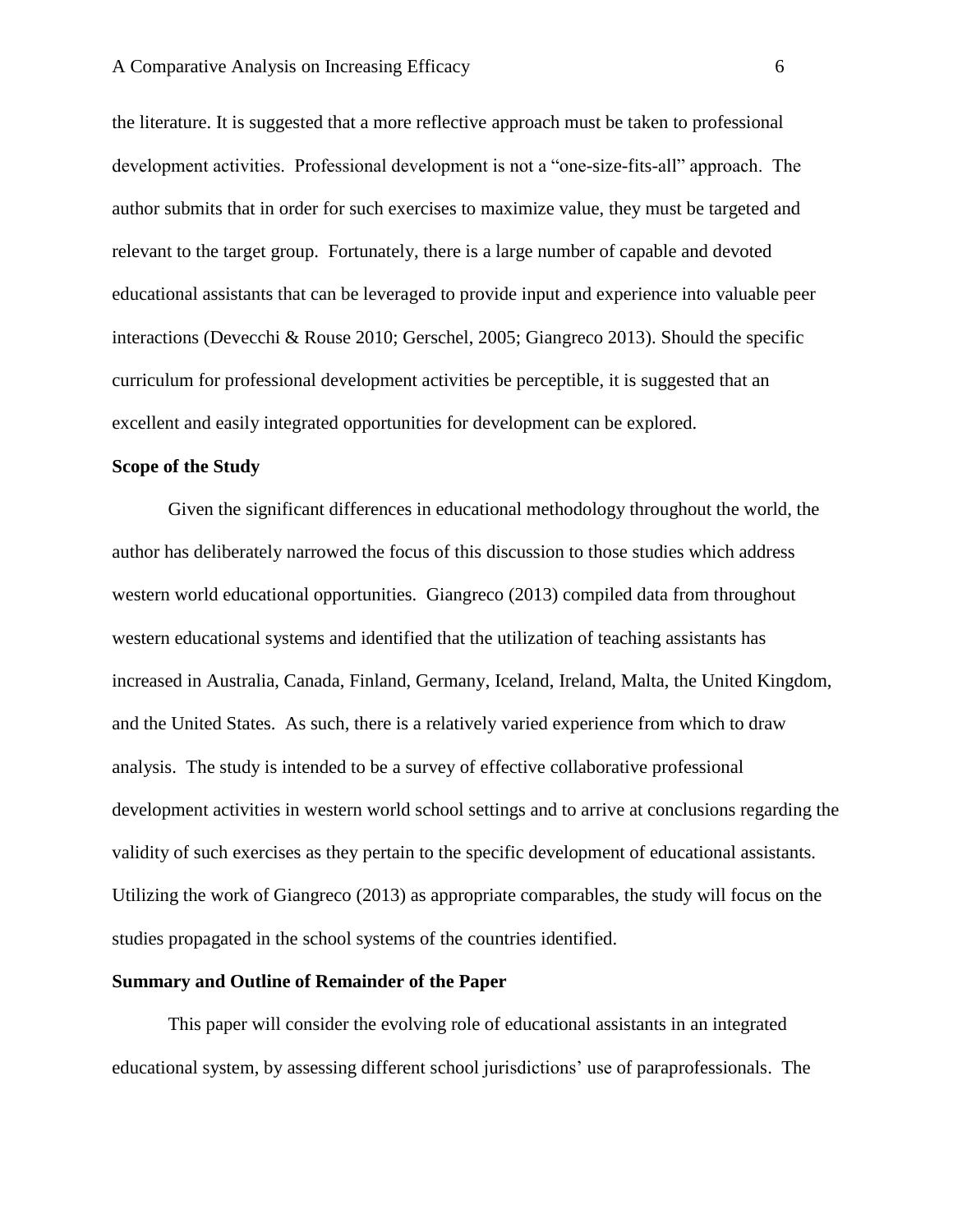the literature. It is suggested that a more reflective approach must be taken to professional development activities. Professional development is not a "one-size-fits-all" approach. The author submits that in order for such exercises to maximize value, they must be targeted and relevant to the target group. Fortunately, there is a large number of capable and devoted educational assistants that can be leveraged to provide input and experience into valuable peer interactions (Devecchi & Rouse 2010; Gerschel, 2005; Giangreco 2013). Should the specific curriculum for professional development activities be perceptible, it is suggested that an excellent and easily integrated opportunities for development can be explored.

**Scope of the Study**

Given the significant differences in educational methodology throughout the world, the author has deliberately narrowed the focus of this discussion to those studies which address western world educational opportunities. Giangreco (2013) compiled data from throughout western educational systems and identified that the utilization of teaching assistants has increased in Australia, Canada, Finland, Germany, Iceland, Ireland, Malta, the United Kingdom, and the United States. As such, there is a relatively varied experience from which to draw analysis. The study is intended to be a survey of effective collaborative professional development activities in western world school settings and to arrive at conclusions regarding the validity of such exercises as they pertain to the specific development of educational assistants. Utilizing the work of Giangreco (2013) as appropriate comparables, the study will focus on the studies propagated in the school systems of the countries identified.

**Summary and Outline of Remainder of the Paper**

This paper will consider the evolving role of educational assistants in an integrated educational system, by assessing different school jurisdictions' use of paraprofessionals. The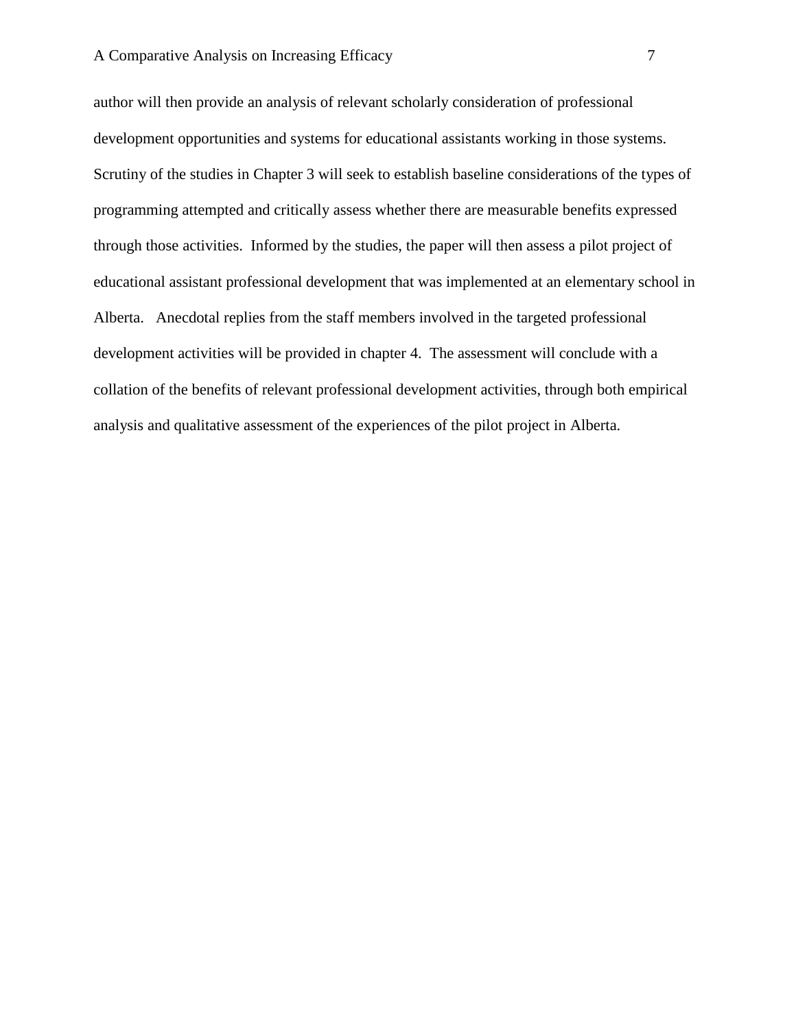author will then provide an analysis of relevant scholarly consideration of professional development opportunities and systems for educational assistants working in those systems. Scrutiny of the studies in Chapter 3 will seek to establish baseline considerations of the types of programming attempted and critically assess whether there are measurable benefits expressed through those activities. Informed by the studies, the paper will then assess a pilot project of educational assistant professional development that was implemented at an elementary school in Alberta. Anecdotal replies from the staff members involved in the targeted professional development activities will be provided in chapter 4. The assessment will conclude with a collation of the benefits of relevant professional development activities, through both empirical analysis and qualitative assessment of the experiences of the pilot project in Alberta.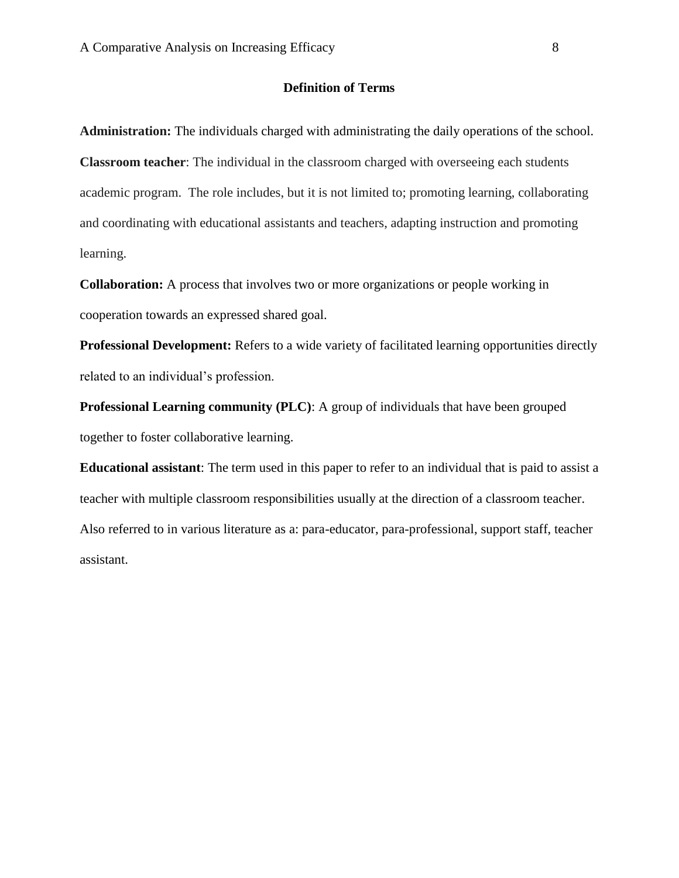## Definition of Terms

**Administration:** The individuals charged with administrating the daily operations of the school.

**Classroom teacher**: The individual in the classroom charged with overseeing each students academic program. The role includes, but it is not limited to; promoting learning, collaborating and coordinating with educational assistants and teachers, adapting instruction and promoting learning.

**Collaboration:** A process that involves two or more organizations or people working in cooperation towards an expressed shared goal.

**Professional Development:** Refers to a wide variety of facilitated learning opportunities directly related to an individual's profession.

**Professional Learning community (PLC)**: A group of individuals that have been grouped together to foster collaborative learning.

**Educational assistant**: The term used in this paper to refer to an individual that is paid to assist a teacher with multiple classroom responsibilities usually at the direction of a classroom teacher. Also referred to in various literature as a: para-educator, para-professional, support staff, teacher assistant.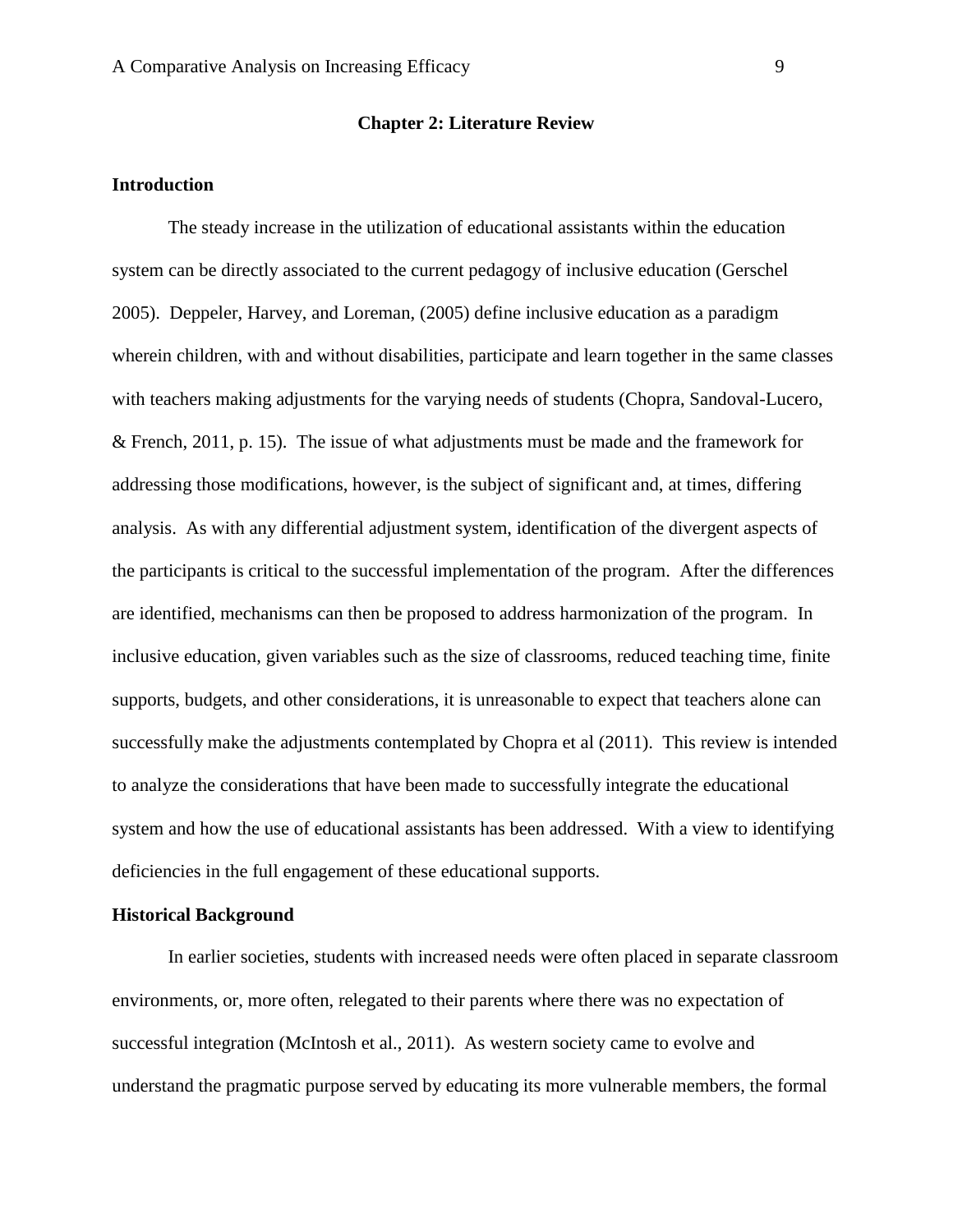## Chapter 2: Literature Review

### Introduction

The steady increase in the utilization of educational assistants within the education system can be directly associated to the current pedagogy of inclusive education (Gerschel 2005). Deppeler, Harvey, and Loreman, (2005) define inclusive education as a paradigm wherein children, with and without disabilities, participate and learn together in the same classes with teachers making adjustments for the varying needs of students (Chopra, Sandoval-Lucero, & French, 2011, p. 15). The issue of what adjustments must be made and the framework for addressing those modifications, however, is the subject of significant and, at times, differing analysis. As with any differential adjustment system, identification of the divergent aspects of the participants is critical to the successful implementation of the program. After the differences are identified, mechanisms can then be proposed to address harmonization of the program. In inclusive education, given variables such as the size of classrooms, reduced teaching time, finite supports, budgets, and other considerations, it is unreasonable to expect that teachers alone can successfully make the adjustments contemplated by Chopra et al (2011). This review is intended to analyze the considerations that have been made to successfully integrate the educational system and how the use of educational assistants has been addressed. With a view to identifying deficiencies in the full engagement of these educational supports.

### Historical Background

In earlier societies, students with increased needs were often placed in separate classroom environments, or, more often, relegated to their parents where there was no expectation of successful integration (McIntosh et al., 2011). As western society came to evolve and understand the pragmatic purpose served by educating its more vulnerable members, the formal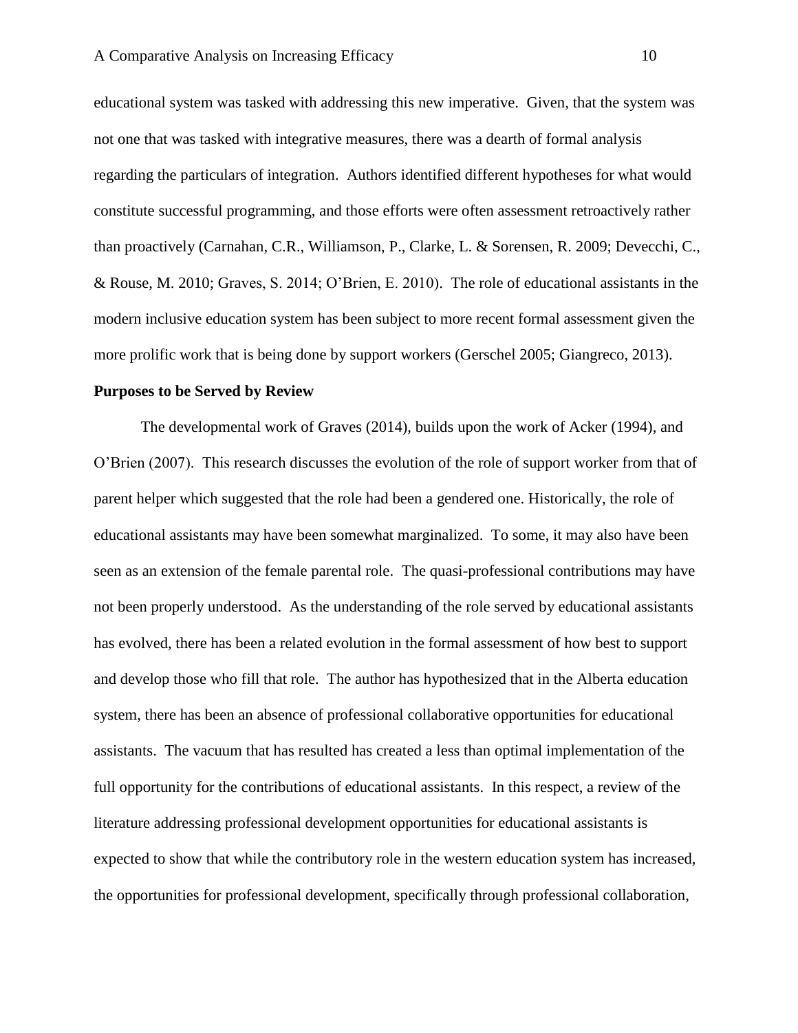educational system was tasked with addressing this new imperative. Given, that the system was not one that was tasked with integrative measures, there was a dearth of formal analysis regarding the particulars of integration. Authors identified different hypotheses for what would constitute successful programming, and those efforts were often assessment retroactively rather than proactively (Carnahan, C.R., Williamson, P., Clarke, L. & Sorensen, R. 2009; Devecchi, C., & Rouse, M. 2010; Graves, S. 2014; O'Brien, E. 2010). The role of educational assistants in the modern inclusive education system has been subject to more recent formal assessment given the more prolific work that is being done by support workers (Gerschel 2005; Giangreco, 2013).

**Purposes to be Served by Review**

The developmental work of Graves (2014), builds upon the work of Acker (1994), and O'Brien (2007). This research discusses the evolution of the role of support worker from that of parent helper which suggested that the role had been a gendered one. Historically, the role of educational assistants may have been somewhat marginalized. To some, it may also have been seen as an extension of the female parental role. The quasi-professional contributions may have not been properly understood. As the understanding of the role served by educational assistants has evolved, there has been a related evolution in the formal assessment of how best to support and develop those who fill that role. The author has hypothesized that in the Alberta education system, there has been an absence of professional collaborative opportunities for educational assistants. The vacuum that has resulted has created a less than optimal implementation of the full opportunity for the contributions of educational assistants. In this respect, a review of the literature addressing professional development opportunities for educational assistants is expected to show that while the contributory role in the western education system has increased, the opportunities for professional development, specifically through professional collaboration,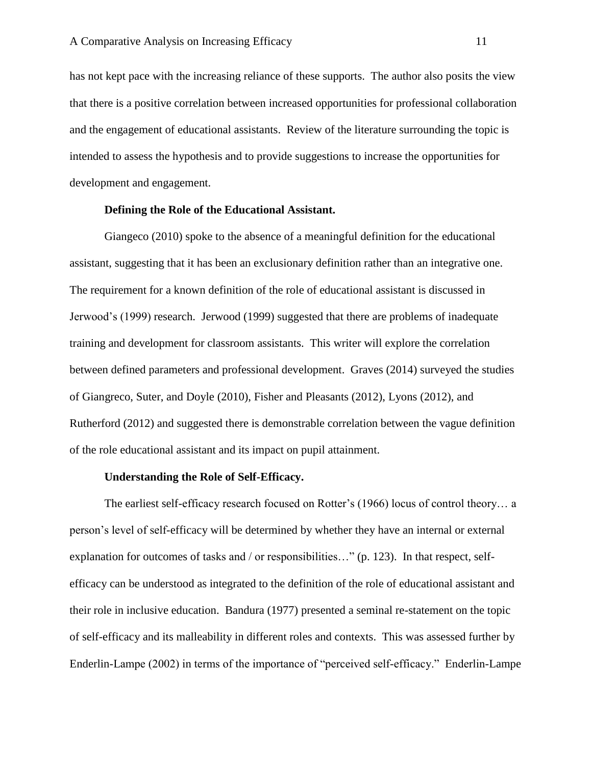has not kept pace with the increasing reliance of these supports. The author also posits the view that there is a positive correlation between increased opportunities for professional collaboration and the engagement of educational assistants. Review of the literature surrounding the topic is intended to assess the hypothesis and to provide suggestions to increase the opportunities for development and engagement.

**Defining the Role of the Educational Assistant.**

Giangeco (2010) spoke to the absence of a meaningful definition for the educational assistant, suggesting that it has been an exclusionary definition rather than an integrative one. The requirement for a known definition of the role of educational assistant is discussed in Jerwood's (1999) research. Jerwood (1999) suggested that there are problems of inadequate training and development for classroom assistants. This writer will explore the correlation between defined parameters and professional development. Graves (2014) surveyed the studies of Giangreco, Suter, and Doyle (2010), Fisher and Pleasants (2012), Lyons (2012), and Rutherford (2012) and suggested there is demonstrable correlation between the vague definition of the role educational assistant and its impact on pupil attainment.

**Understanding the Role of Self-Efficacy.**

The earliest self-efficacy research focused on Rotter's (1966) locus of control theory… a person's level of self-efficacy will be determined by whether they have an internal or external explanation for outcomes of tasks and / or responsibilities…" (p. 123). In that respect, self-efficacy can be understood as integrated to the definition of the role of educational assistant and their role in inclusive education. Bandura (1977) presented a seminal re-statement on the topic of self-efficacy and its malleability in different roles and contexts. This was assessed further by Enderlin-Lampe (2002) in terms of the importance of "perceived self-efficacy." Enderlin-Lampe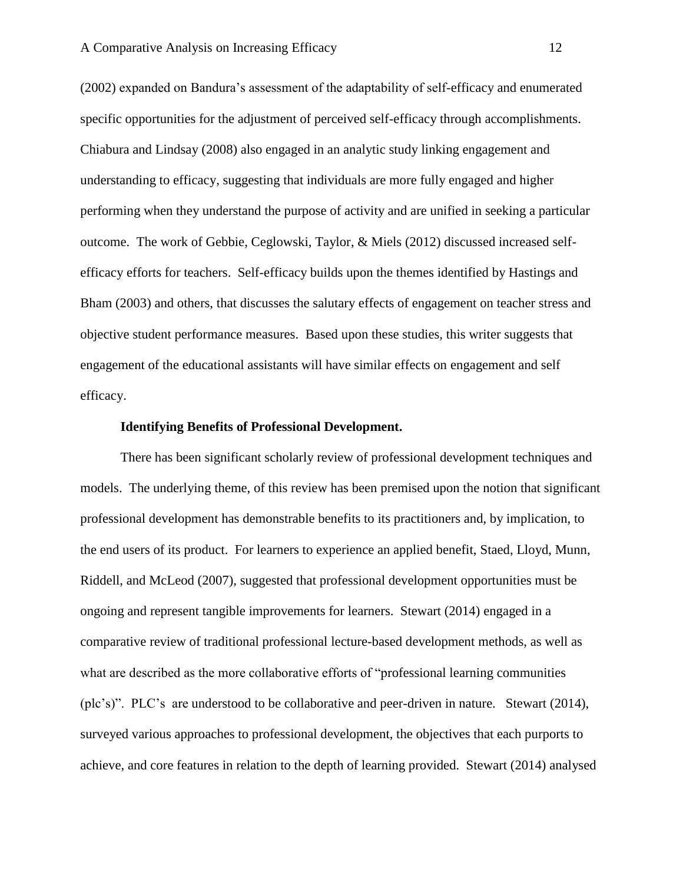(2002) expanded on Bandura's assessment of the adaptability of self-efficacy and enumerated specific opportunities for the adjustment of perceived self-efficacy through accomplishments. Chiabura and Lindsay (2008) also engaged in an analytic study linking engagement and understanding to efficacy, suggesting that individuals are more fully engaged and higher performing when they understand the purpose of activity and are unified in seeking a particular outcome. The work of Gebbie, Ceglowski, Taylor, & Miels (2012) discussed increased self-efficacy efforts for teachers. Self-efficacy builds upon the themes identified by Hastings and Bham (2003) and others, that discusses the salutary effects of engagement on teacher stress and objective student performance measures. Based upon these studies, this writer suggests that engagement of the educational assistants will have similar effects on engagement and self efficacy.

**Identifying Benefits of Professional Development.**

There has been significant scholarly review of professional development techniques and models. The underlying theme, of this review has been premised upon the notion that significant professional development has demonstrable benefits to its practitioners and, by implication, to the end users of its product. For learners to experience an applied benefit, Staed, Lloyd, Munn, Riddell, and McLeod (2007), suggested that professional development opportunities must be ongoing and represent tangible improvements for learners. Stewart (2014) engaged in a comparative review of traditional professional lecture-based development methods, as well as what are described as the more collaborative efforts of "professional learning communities (plc's)". PLC's are understood to be collaborative and peer-driven in nature. Stewart (2014), surveyed various approaches to professional development, the objectives that each purports to achieve, and core features in relation to the depth of learning provided. Stewart (2014) analysed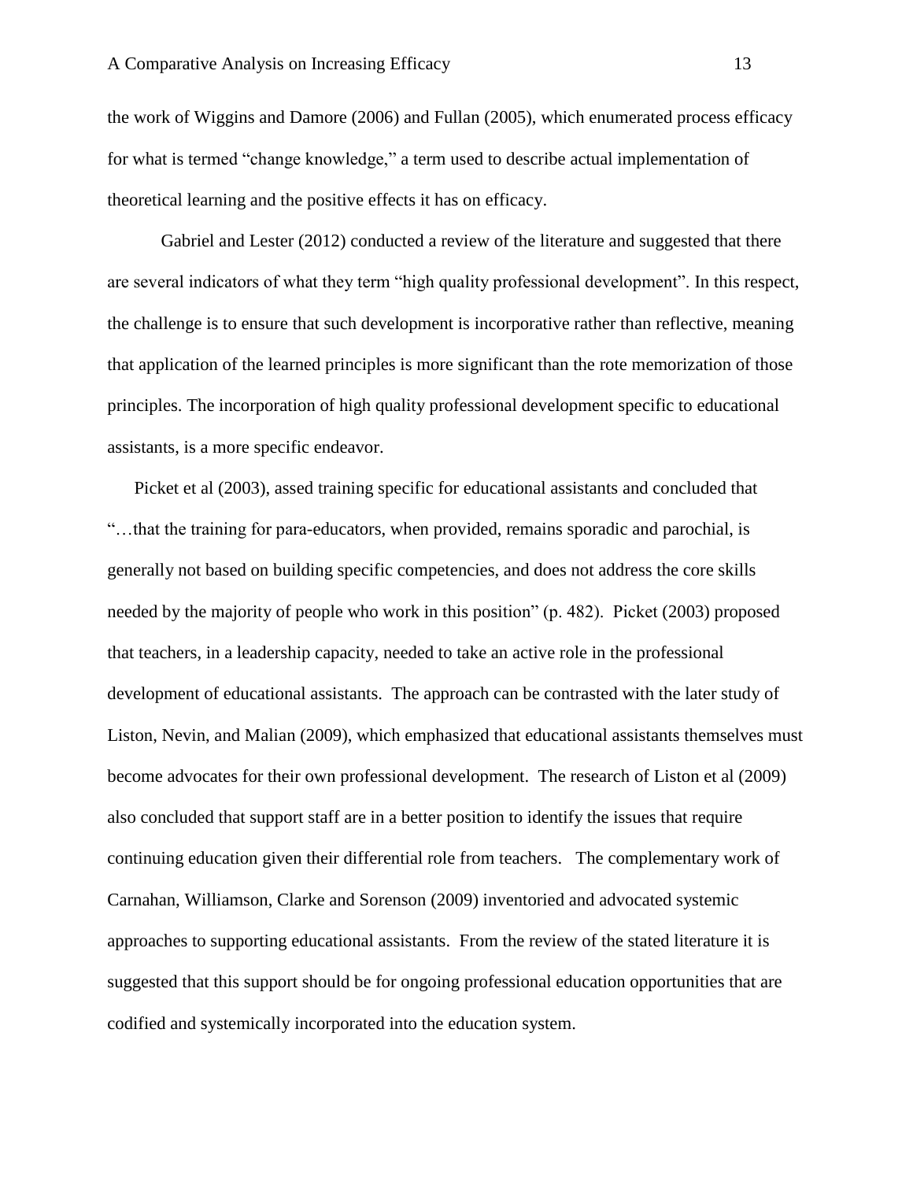the work of Wiggins and Damore (2006) and Fullan (2005), which enumerated process efficacy for what is termed "change knowledge," a term used to describe actual implementation of theoretical learning and the positive effects it has on efficacy.

Gabriel and Lester (2012) conducted a review of the literature and suggested that there are several indicators of what they term "high quality professional development". In this respect, the challenge is to ensure that such development is incorporative rather than reflective, meaning that application of the learned principles is more significant than the rote memorization of those principles. The incorporation of high quality professional development specific to educational assistants, is a more specific endeavor.

Picket et al (2003), assed training specific for educational assistants and concluded that "…that the training for para-educators, when provided, remains sporadic and parochial, is generally not based on building specific competencies, and does not address the core skills needed by the majority of people who work in this position" (p. 482). Picket (2003) proposed that teachers, in a leadership capacity, needed to take an active role in the professional development of educational assistants. The approach can be contrasted with the later study of Liston, Nevin, and Malian (2009), which emphasized that educational assistants themselves must become advocates for their own professional development. The research of Liston et al (2009) also concluded that support staff are in a better position to identify the issues that require continuing education given their differential role from teachers. The complementary work of Carnahan, Williamson, Clarke and Sorenson (2009) inventoried and advocated systemic approaches to supporting educational assistants. From the review of the stated literature it is suggested that this support should be for ongoing professional education opportunities that are codified and systemically incorporated into the education system.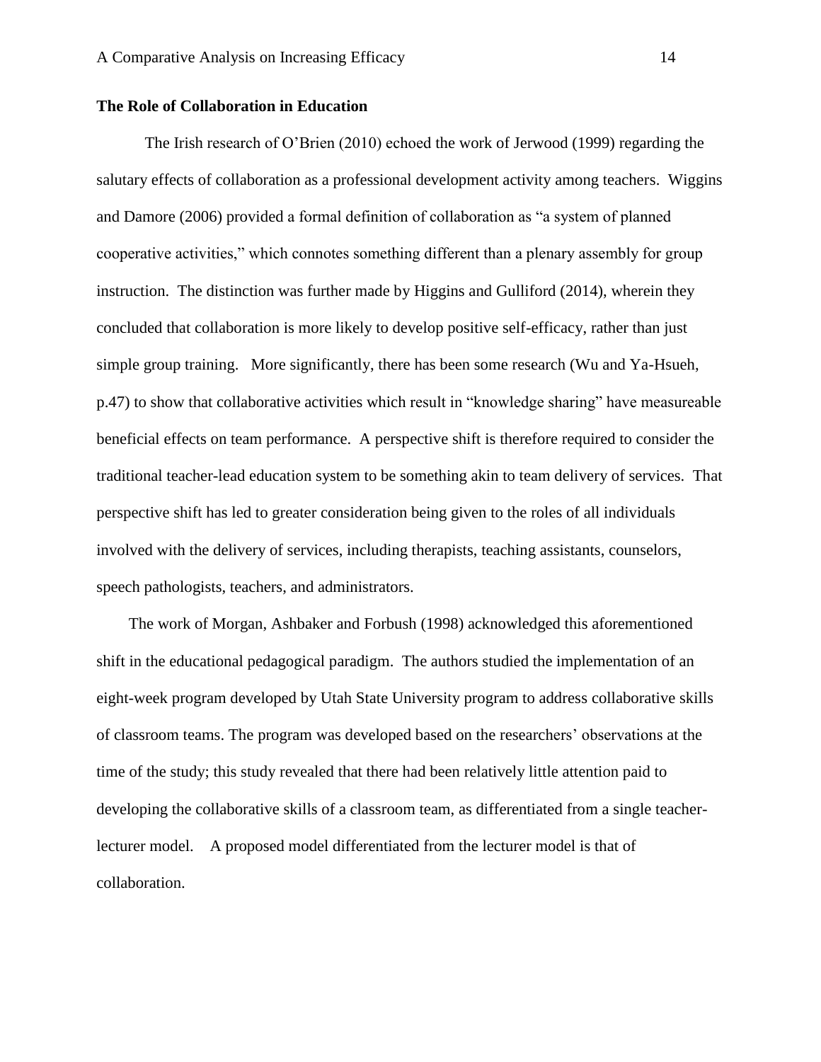**The Role of Collaboration in Education**

The Irish research of O'Brien (2010) echoed the work of Jerwood (1999) regarding the salutary effects of collaboration as a professional development activity among teachers. Wiggins and Damore (2006) provided a formal definition of collaboration as "a system of planned cooperative activities," which connotes something different than a plenary assembly for group instruction. The distinction was further made by Higgins and Gulliford (2014), wherein they concluded that collaboration is more likely to develop positive self-efficacy, rather than just simple group training. More significantly, there has been some research (Wu and Ya-Hsueh, p.47) to show that collaborative activities which result in "knowledge sharing" have measureable beneficial effects on team performance. A perspective shift is therefore required to consider the traditional teacher-lead education system to be something akin to team delivery of services. That perspective shift has led to greater consideration being given to the roles of all individuals involved with the delivery of services, including therapists, teaching assistants, counselors, speech pathologists, teachers, and administrators.

The work of Morgan, Ashbaker and Forbush (1998) acknowledged this aforementioned shift in the educational pedagogical paradigm. The authors studied the implementation of an eight-week program developed by Utah State University program to address collaborative skills of classroom teams. The program was developed based on the researchers' observations at the time of the study; this study revealed that there had been relatively little attention paid to developing the collaborative skills of a classroom team, as differentiated from a single teacher-lecturer model. A proposed model differentiated from the lecturer model is that of collaboration.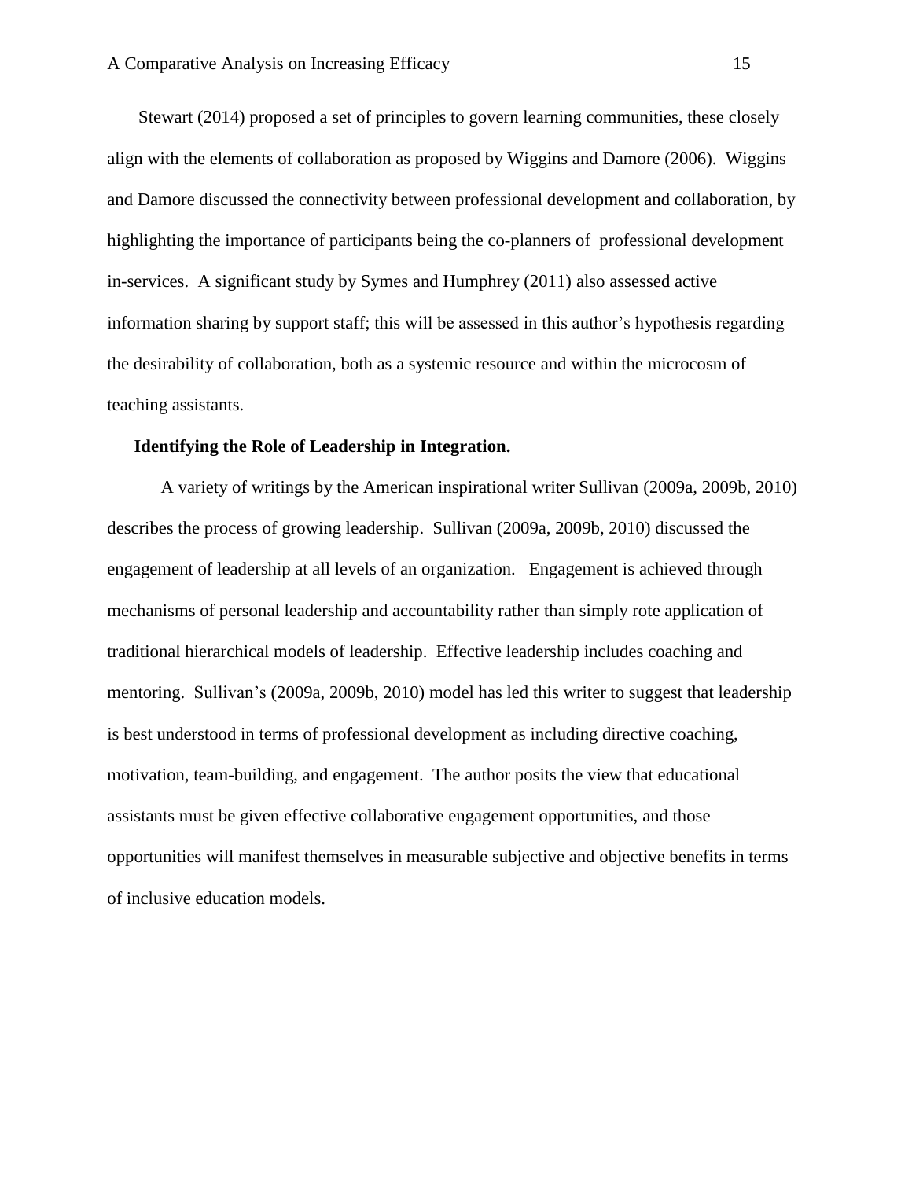Stewart (2014) proposed a set of principles to govern learning communities, these closely align with the elements of collaboration as proposed by Wiggins and Damore (2006). Wiggins and Damore discussed the connectivity between professional development and collaboration, by highlighting the importance of participants being the co-planners of professional development in-services. A significant study by Symes and Humphrey (2011) also assessed active information sharing by support staff; this will be assessed in this author's hypothesis regarding the desirability of collaboration, both as a systemic resource and within the microcosm of teaching assistants.

**Identifying the Role of Leadership in Integration.**

A variety of writings by the American inspirational writer Sullivan (2009a, 2009b, 2010) describes the process of growing leadership. Sullivan (2009a, 2009b, 2010) discussed the engagement of leadership at all levels of an organization. Engagement is achieved through mechanisms of personal leadership and accountability rather than simply rote application of traditional hierarchical models of leadership. Effective leadership includes coaching and mentoring. Sullivan's (2009a, 2009b, 2010) model has led this writer to suggest that leadership is best understood in terms of professional development as including directive coaching, motivation, team-building, and engagement. The author posits the view that educational assistants must be given effective collaborative engagement opportunities, and those opportunities will manifest themselves in measurable subjective and objective benefits in terms of inclusive education models.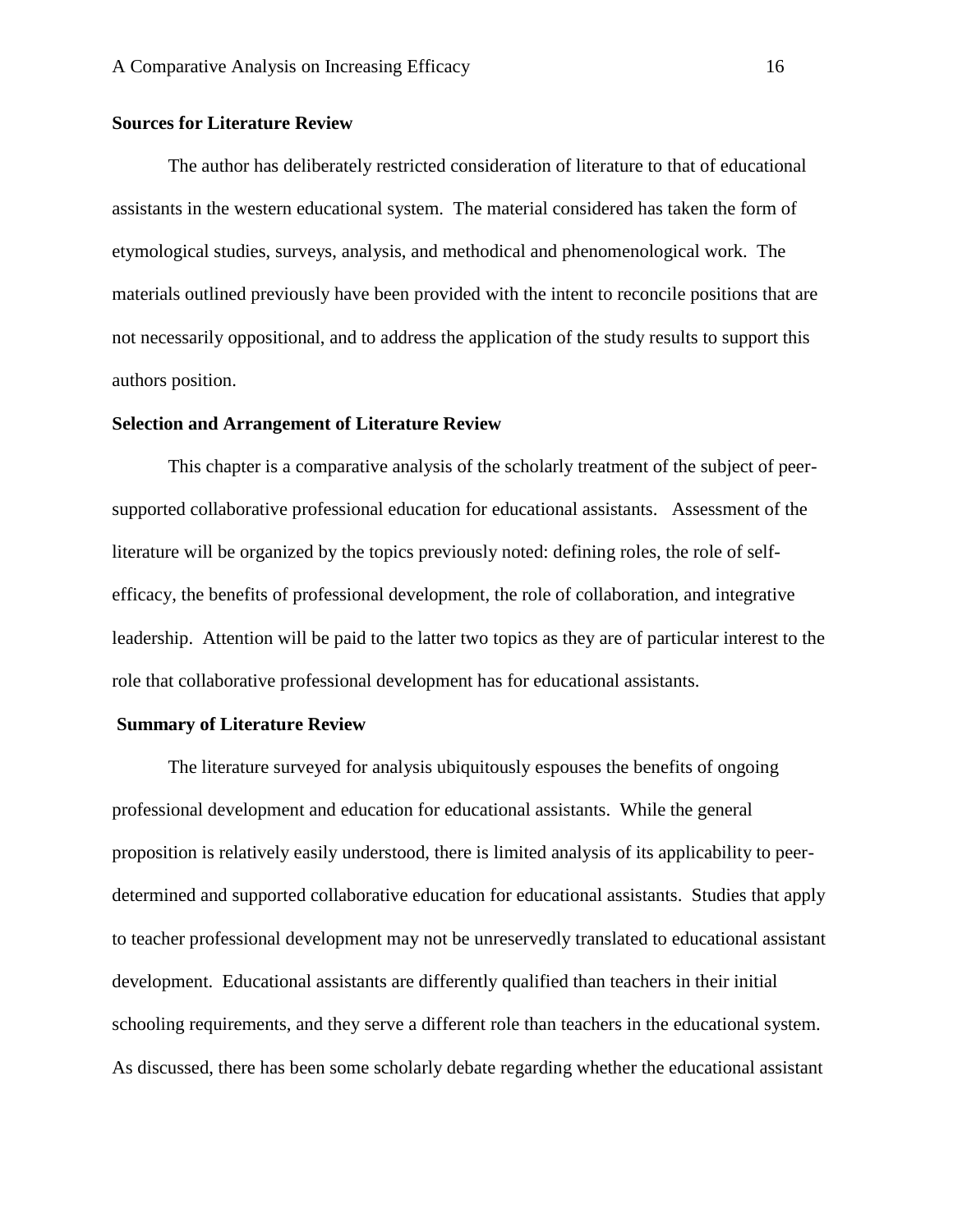## Sources for Literature Review

The author has deliberately restricted consideration of literature to that of educational assistants in the western educational system. The material considered has taken the form of etymological studies, surveys, analysis, and methodical and phenomenological work. The materials outlined previously have been provided with the intent to reconcile positions that are not necessarily oppositional, and to address the application of the study results to support this authors position.

## Selection and Arrangement of Literature Review

This chapter is a comparative analysis of the scholarly treatment of the subject of peer-supported collaborative professional education for educational assistants. Assessment of the literature will be organized by the topics previously noted: defining roles, the role of self-efficacy, the benefits of professional development, the role of collaboration, and integrative leadership. Attention will be paid to the latter two topics as they are of particular interest to the role that collaborative professional development has for educational assistants.

## Summary of Literature Review

The literature surveyed for analysis ubiquitously espouses the benefits of ongoing professional development and education for educational assistants. While the general proposition is relatively easily understood, there is limited analysis of its applicability to peer-determined and supported collaborative education for educational assistants. Studies that apply to teacher professional development may not be unreservedly translated to educational assistant development. Educational assistants are differently qualified than teachers in their initial schooling requirements, and they serve a different role than teachers in the educational system. As discussed, there has been some scholarly debate regarding whether the educational assistant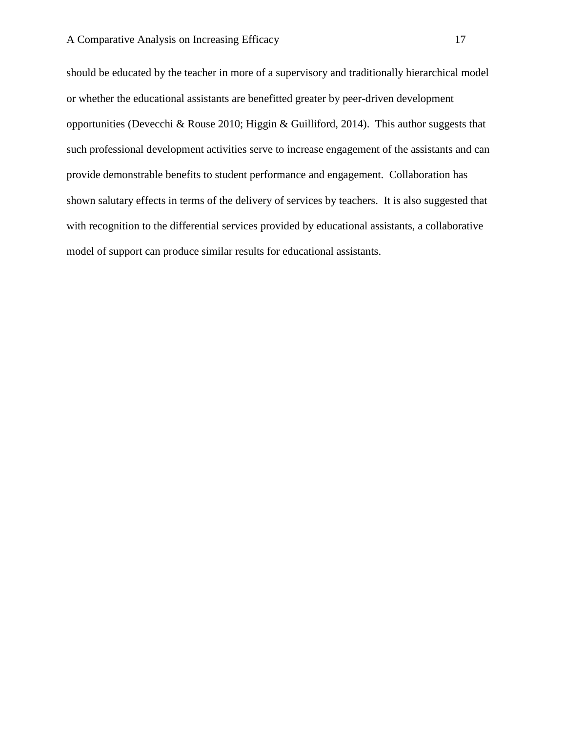should be educated by the teacher in more of a supervisory and traditionally hierarchical model or whether the educational assistants are benefitted greater by peer-driven development opportunities (Devecchi & Rouse 2010; Higgin & Guilliford, 2014). This author suggests that such professional development activities serve to increase engagement of the assistants and can provide demonstrable benefits to student performance and engagement. Collaboration has shown salutary effects in terms of the delivery of services by teachers. It is also suggested that with recognition to the differential services provided by educational assistants, a collaborative model of support can produce similar results for educational assistants.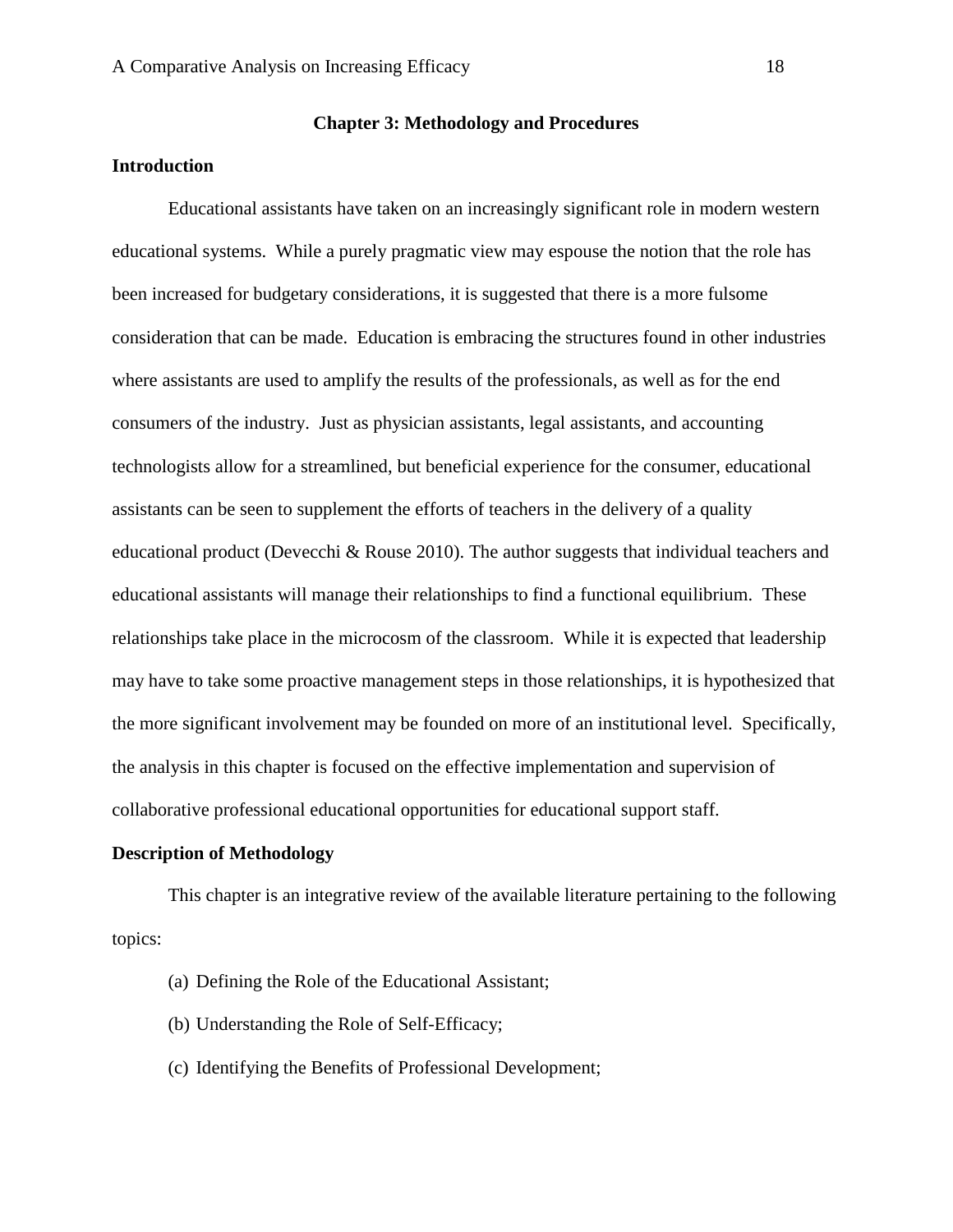## Chapter 3: Methodology and Procedures

### Introduction

Educational assistants have taken on an increasingly significant role in modern western educational systems. While a purely pragmatic view may espouse the notion that the role has been increased for budgetary considerations, it is suggested that there is a more fulsome consideration that can be made. Education is embracing the structures found in other industries where assistants are used to amplify the results of the professionals, as well as for the end consumers of the industry. Just as physician assistants, legal assistants, and accounting technologists allow for a streamlined, but beneficial experience for the consumer, educational assistants can be seen to supplement the efforts of teachers in the delivery of a quality educational product (Devecchi & Rouse 2010). The author suggests that individual teachers and educational assistants will manage their relationships to find a functional equilibrium. These relationships take place in the microcosm of the classroom. While it is expected that leadership may have to take some proactive management steps in those relationships, it is hypothesized that the more significant involvement may be founded on more of an institutional level. Specifically, the analysis in this chapter is focused on the effective implementation and supervision of collaborative professional educational opportunities for educational support staff.

### Description of Methodology

This chapter is an integrative review of the available literature pertaining to the following topics:

(a) Defining the Role of the Educational Assistant;

(b) Understanding the Role of Self-Efficacy;

(c) Identifying the Benefits of Professional Development;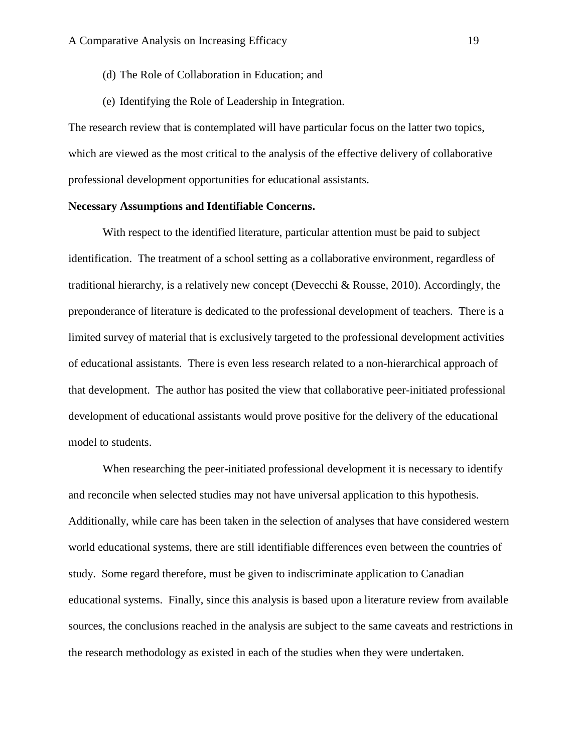(d) The Role of Collaboration in Education; and

(e) Identifying the Role of Leadership in Integration.

The research review that is contemplated will have particular focus on the latter two topics, which are viewed as the most critical to the analysis of the effective delivery of collaborative professional development opportunities for educational assistants.

**Necessary Assumptions and Identifiable Concerns.**

With respect to the identified literature, particular attention must be paid to subject identification. The treatment of a school setting as a collaborative environment, regardless of traditional hierarchy, is a relatively new concept (Devecchi & Rousse, 2010). Accordingly, the preponderance of literature is dedicated to the professional development of teachers. There is a limited survey of material that is exclusively targeted to the professional development activities of educational assistants. There is even less research related to a non-hierarchical approach of that development. The author has posited the view that collaborative peer-initiated professional development of educational assistants would prove positive for the delivery of the educational model to students.

When researching the peer-initiated professional development it is necessary to identify and reconcile when selected studies may not have universal application to this hypothesis. Additionally, while care has been taken in the selection of analyses that have considered western world educational systems, there are still identifiable differences even between the countries of study. Some regard therefore, must be given to indiscriminate application to Canadian educational systems. Finally, since this analysis is based upon a literature review from available sources, the conclusions reached in the analysis are subject to the same caveats and restrictions in the research methodology as existed in each of the studies when they were undertaken.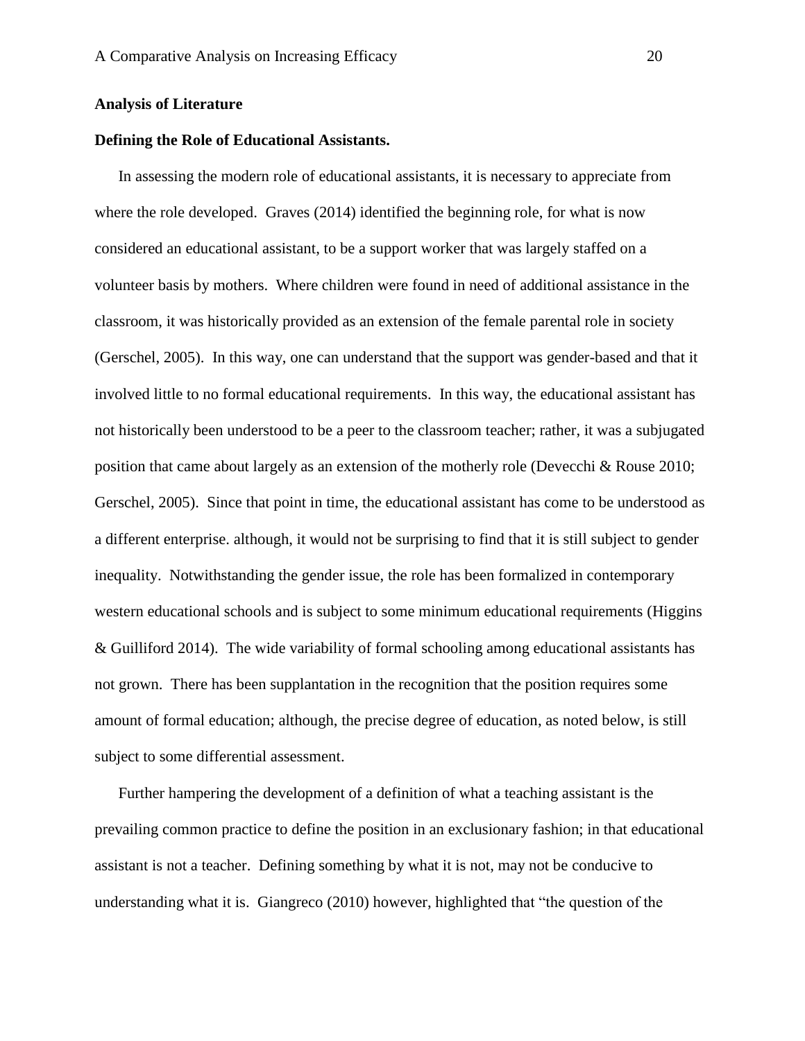## Analysis of Literature

### Defining the Role of Educational Assistants.

In assessing the modern role of educational assistants, it is necessary to appreciate from where the role developed. Graves (2014) identified the beginning role, for what is now considered an educational assistant, to be a support worker that was largely staffed on a volunteer basis by mothers. Where children were found in need of additional assistance in the classroom, it was historically provided as an extension of the female parental role in society (Gerschel, 2005). In this way, one can understand that the support was gender-based and that it involved little to no formal educational requirements. In this way, the educational assistant has not historically been understood to be a peer to the classroom teacher; rather, it was a subjugated position that came about largely as an extension of the motherly role (Devecchi & Rouse 2010; Gerschel, 2005). Since that point in time, the educational assistant has come to be understood as a different enterprise. although, it would not be surprising to find that it is still subject to gender inequality. Notwithstanding the gender issue, the role has been formalized in contemporary western educational schools and is subject to some minimum educational requirements (Higgins & Guilliford 2014). The wide variability of formal schooling among educational assistants has not grown. There has been supplantation in the recognition that the position requires some amount of formal education; although, the precise degree of education, as noted below, is still subject to some differential assessment.

Further hampering the development of a definition of what a teaching assistant is the prevailing common practice to define the position in an exclusionary fashion; in that educational assistant is not a teacher. Defining something by what it is not, may not be conducive to understanding what it is. Giangreco (2010) however, highlighted that "the question of the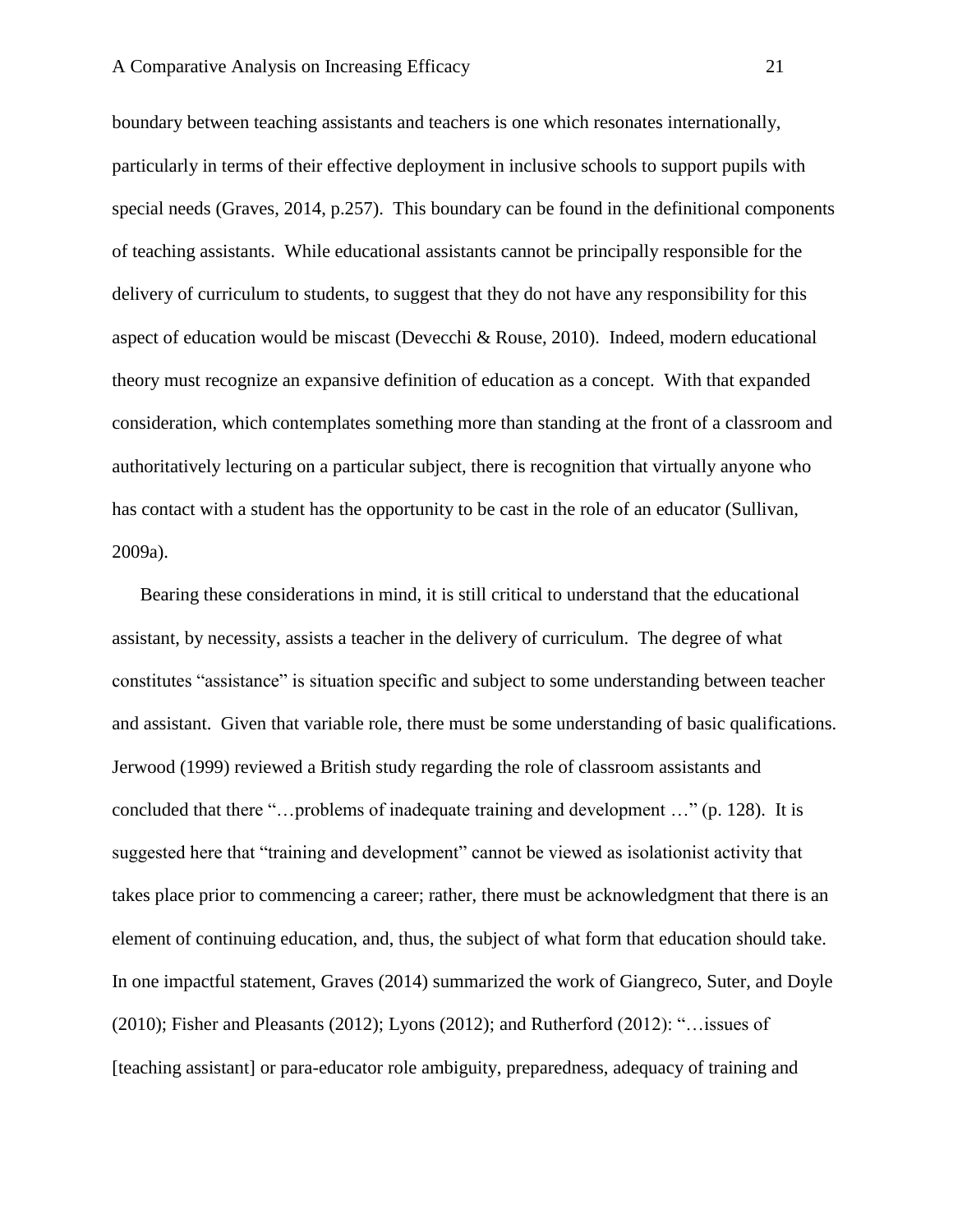boundary between teaching assistants and teachers is one which resonates internationally, particularly in terms of their effective deployment in inclusive schools to support pupils with special needs (Graves, 2014, p.257). This boundary can be found in the definitional components of teaching assistants. While educational assistants cannot be principally responsible for the delivery of curriculum to students, to suggest that they do not have any responsibility for this aspect of education would be miscast (Devecchi & Rouse, 2010). Indeed, modern educational theory must recognize an expansive definition of education as a concept. With that expanded consideration, which contemplates something more than standing at the front of a classroom and authoritatively lecturing on a particular subject, there is recognition that virtually anyone who has contact with a student has the opportunity to be cast in the role of an educator (Sullivan, 2009a).

Bearing these considerations in mind, it is still critical to understand that the educational assistant, by necessity, assists a teacher in the delivery of curriculum. The degree of what constitutes "assistance" is situation specific and subject to some understanding between teacher and assistant. Given that variable role, there must be some understanding of basic qualifications. Jerwood (1999) reviewed a British study regarding the role of classroom assistants and concluded that there "…problems of inadequate training and development …" (p. 128). It is suggested here that "training and development" cannot be viewed as isolationist activity that takes place prior to commencing a career; rather, there must be acknowledgment that there is an element of continuing education, and, thus, the subject of what form that education should take. In one impactful statement, Graves (2014) summarized the work of Giangreco, Suter, and Doyle (2010); Fisher and Pleasants (2012); Lyons (2012); and Rutherford (2012): "…issues of [teaching assistant] or para-educator role ambiguity, preparedness, adequacy of training and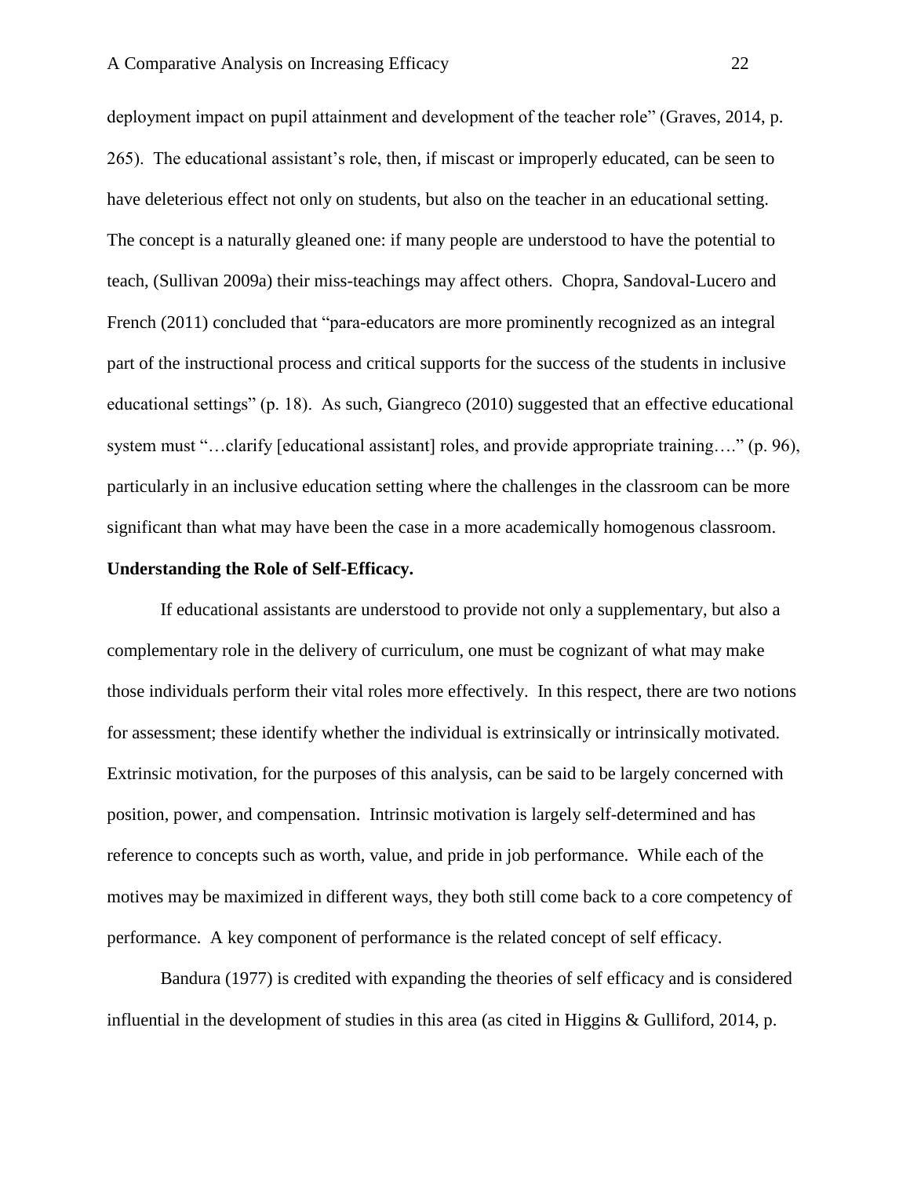deployment impact on pupil attainment and development of the teacher role" (Graves, 2014, p. 265). The educational assistant's role, then, if miscast or improperly educated, can be seen to have deleterious effect not only on students, but also on the teacher in an educational setting. The concept is a naturally gleaned one: if many people are understood to have the potential to teach, (Sullivan 2009a) their miss-teachings may affect others. Chopra, Sandoval-Lucero and French (2011) concluded that "para-educators are more prominently recognized as an integral part of the instructional process and critical supports for the success of the students in inclusive educational settings" (p. 18). As such, Giangreco (2010) suggested that an effective educational system must "…clarify [educational assistant] roles, and provide appropriate training…." (p. 96), particularly in an inclusive education setting where the challenges in the classroom can be more significant than what may have been the case in a more academically homogenous classroom.

**Understanding the Role of Self-Efficacy.**

If educational assistants are understood to provide not only a supplementary, but also a complementary role in the delivery of curriculum, one must be cognizant of what may make those individuals perform their vital roles more effectively. In this respect, there are two notions for assessment; these identify whether the individual is extrinsically or intrinsically motivated. Extrinsic motivation, for the purposes of this analysis, can be said to be largely concerned with position, power, and compensation. Intrinsic motivation is largely self-determined and has reference to concepts such as worth, value, and pride in job performance. While each of the motives may be maximized in different ways, they both still come back to a core competency of performance. A key component of performance is the related concept of self efficacy.

Bandura (1977) is credited with expanding the theories of self efficacy and is considered influential in the development of studies in this area (as cited in Higgins & Gulliford, 2014, p.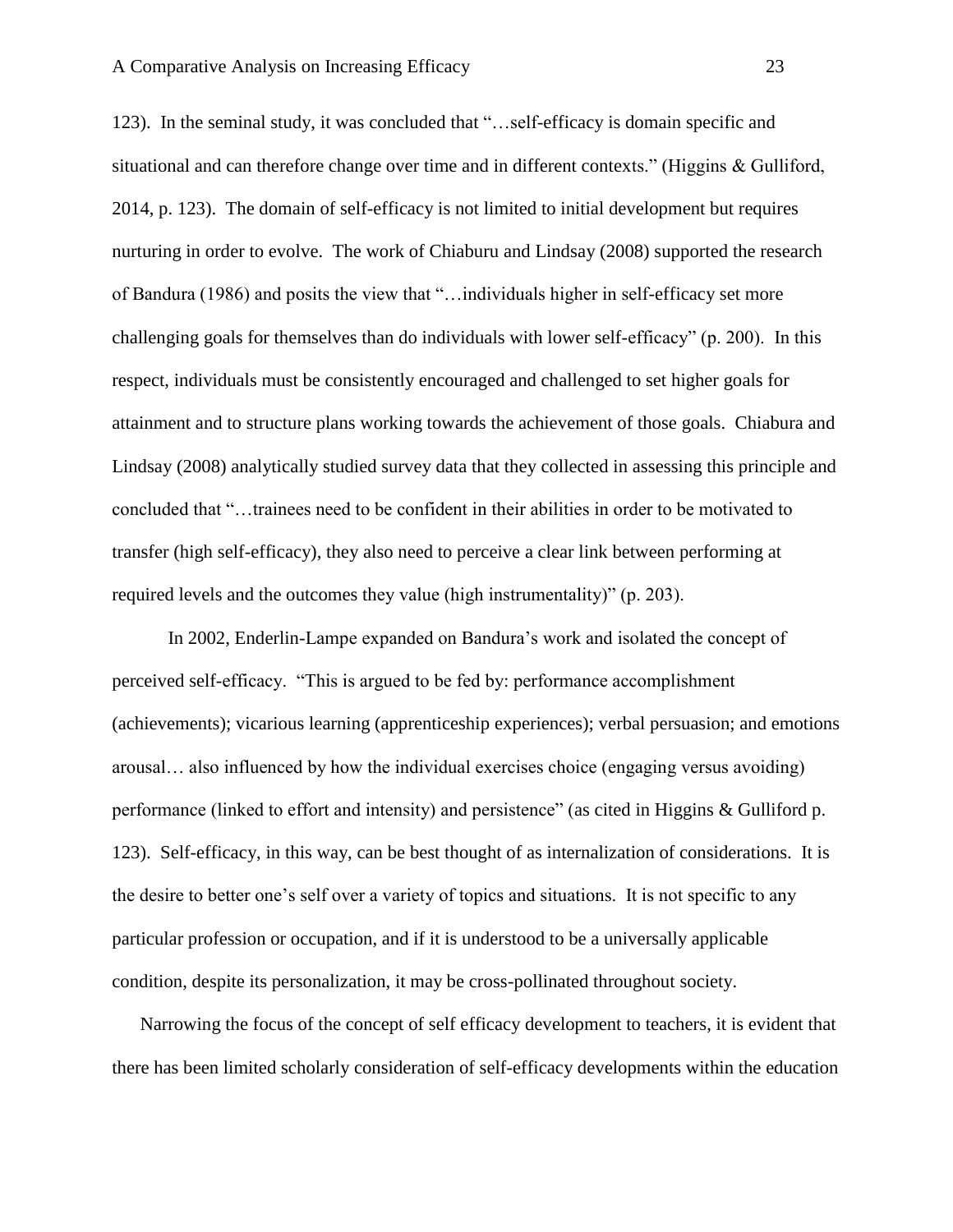123). In the seminal study, it was concluded that "…self-efficacy is domain specific and situational and can therefore change over time and in different contexts." (Higgins & Gulliford, 2014, p. 123). The domain of self-efficacy is not limited to initial development but requires nurturing in order to evolve. The work of Chiaburu and Lindsay (2008) supported the research of Bandura (1986) and posits the view that "…individuals higher in self-efficacy set more challenging goals for themselves than do individuals with lower self-efficacy" (p. 200). In this respect, individuals must be consistently encouraged and challenged to set higher goals for attainment and to structure plans working towards the achievement of those goals. Chiabura and Lindsay (2008) analytically studied survey data that they collected in assessing this principle and concluded that "…trainees need to be confident in their abilities in order to be motivated to transfer (high self-efficacy), they also need to perceive a clear link between performing at required levels and the outcomes they value (high instrumentality)" (p. 203).

In 2002, Enderlin-Lampe expanded on Bandura's work and isolated the concept of perceived self-efficacy. "This is argued to be fed by: performance accomplishment (achievements); vicarious learning (apprenticeship experiences); verbal persuasion; and emotions arousal… also influenced by how the individual exercises choice (engaging versus avoiding) performance (linked to effort and intensity) and persistence" (as cited in Higgins & Gulliford p. 123). Self-efficacy, in this way, can be best thought of as internalization of considerations. It is the desire to better one's self over a variety of topics and situations. It is not specific to any particular profession or occupation, and if it is understood to be a universally applicable condition, despite its personalization, it may be cross-pollinated throughout society.

Narrowing the focus of the concept of self efficacy development to teachers, it is evident that there has been limited scholarly consideration of self-efficacy developments within the education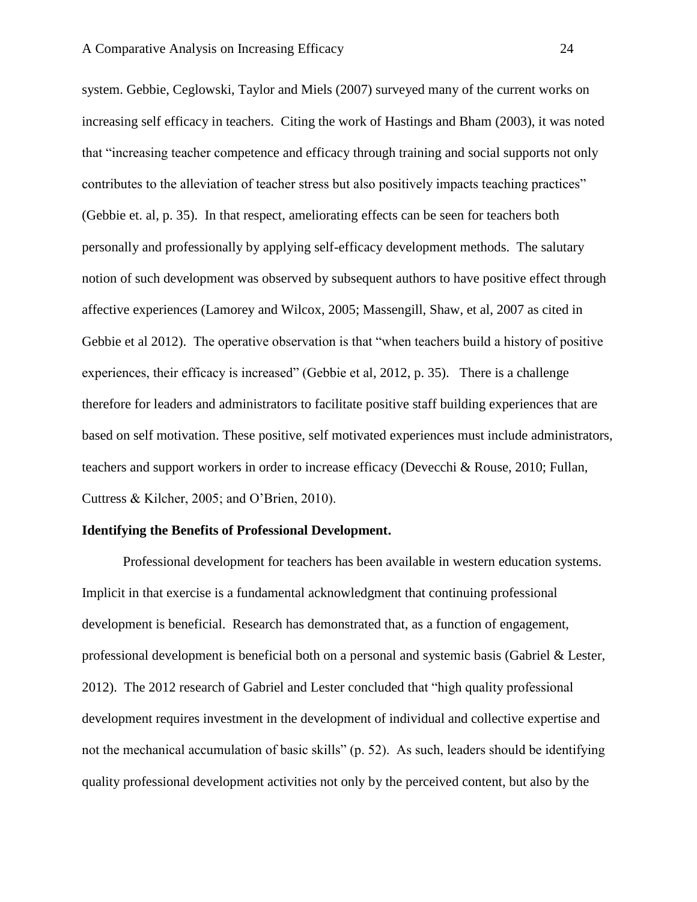system. Gebbie, Ceglowski, Taylor and Miels (2007) surveyed many of the current works on increasing self efficacy in teachers. Citing the work of Hastings and Bham (2003), it was noted that "increasing teacher competence and efficacy through training and social supports not only contributes to the alleviation of teacher stress but also positively impacts teaching practices" (Gebbie et. al, p. 35). In that respect, ameliorating effects can be seen for teachers both personally and professionally by applying self-efficacy development methods. The salutary notion of such development was observed by subsequent authors to have positive effect through affective experiences (Lamorey and Wilcox, 2005; Massengill, Shaw, et al, 2007 as cited in Gebbie et al 2012). The operative observation is that "when teachers build a history of positive experiences, their efficacy is increased" (Gebbie et al, 2012, p. 35). There is a challenge therefore for leaders and administrators to facilitate positive staff building experiences that are based on self motivation. These positive, self motivated experiences must include administrators, teachers and support workers in order to increase efficacy (Devecchi & Rouse, 2010; Fullan, Cuttress & Kilcher, 2005; and O'Brien, 2010).

**Identifying the Benefits of Professional Development.**

Professional development for teachers has been available in western education systems. Implicit in that exercise is a fundamental acknowledgment that continuing professional development is beneficial. Research has demonstrated that, as a function of engagement, professional development is beneficial both on a personal and systemic basis (Gabriel & Lester, 2012). The 2012 research of Gabriel and Lester concluded that "high quality professional development requires investment in the development of individual and collective expertise and not the mechanical accumulation of basic skills" (p. 52). As such, leaders should be identifying quality professional development activities not only by the perceived content, but also by the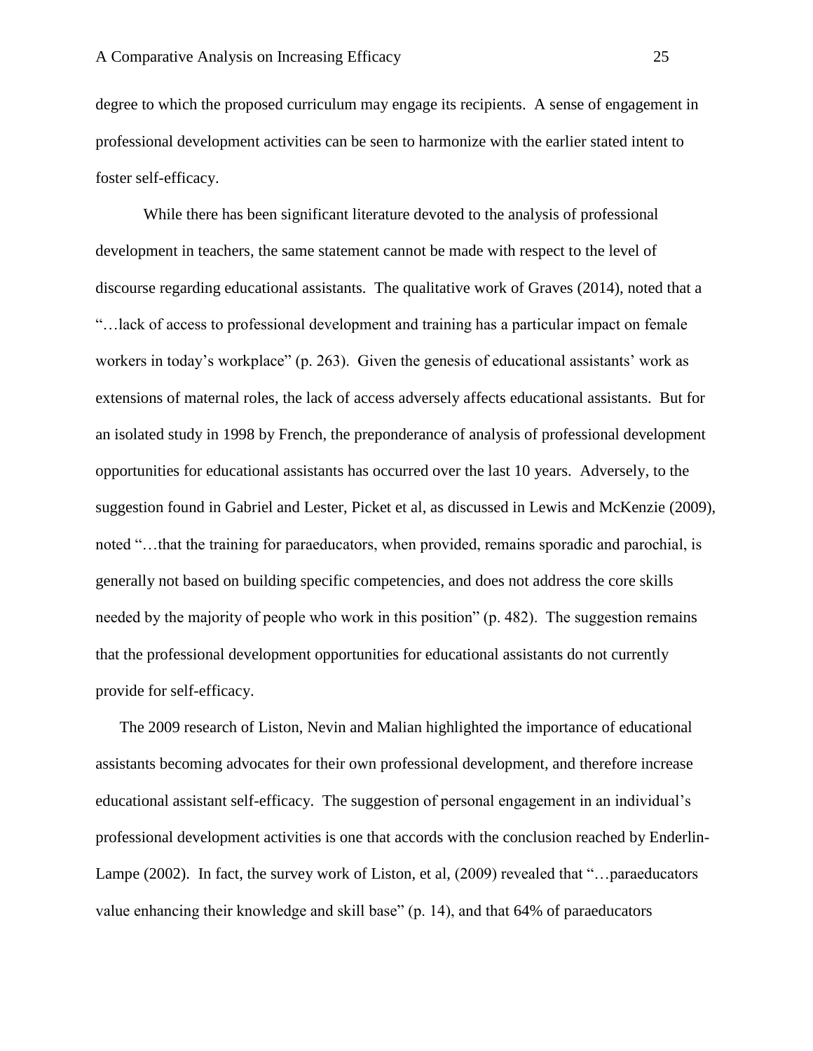degree to which the proposed curriculum may engage its recipients. A sense of engagement in professional development activities can be seen to harmonize with the earlier stated intent to foster self-efficacy.

While there has been significant literature devoted to the analysis of professional development in teachers, the same statement cannot be made with respect to the level of discourse regarding educational assistants. The qualitative work of Graves (2014), noted that a "…lack of access to professional development and training has a particular impact on female workers in today's workplace" (p. 263). Given the genesis of educational assistants' work as extensions of maternal roles, the lack of access adversely affects educational assistants. But for an isolated study in 1998 by French, the preponderance of analysis of professional development opportunities for educational assistants has occurred over the last 10 years. Adversely, to the suggestion found in Gabriel and Lester, Picket et al, as discussed in Lewis and McKenzie (2009), noted "…that the training for paraeducators, when provided, remains sporadic and parochial, is generally not based on building specific competencies, and does not address the core skills needed by the majority of people who work in this position" (p. 482). The suggestion remains that the professional development opportunities for educational assistants do not currently provide for self-efficacy.

The 2009 research of Liston, Nevin and Malian highlighted the importance of educational assistants becoming advocates for their own professional development, and therefore increase educational assistant self-efficacy. The suggestion of personal engagement in an individual's professional development activities is one that accords with the conclusion reached by Enderlin-Lampe (2002). In fact, the survey work of Liston, et al, (2009) revealed that "…paraeducators value enhancing their knowledge and skill base" (p. 14), and that 64% of paraeducators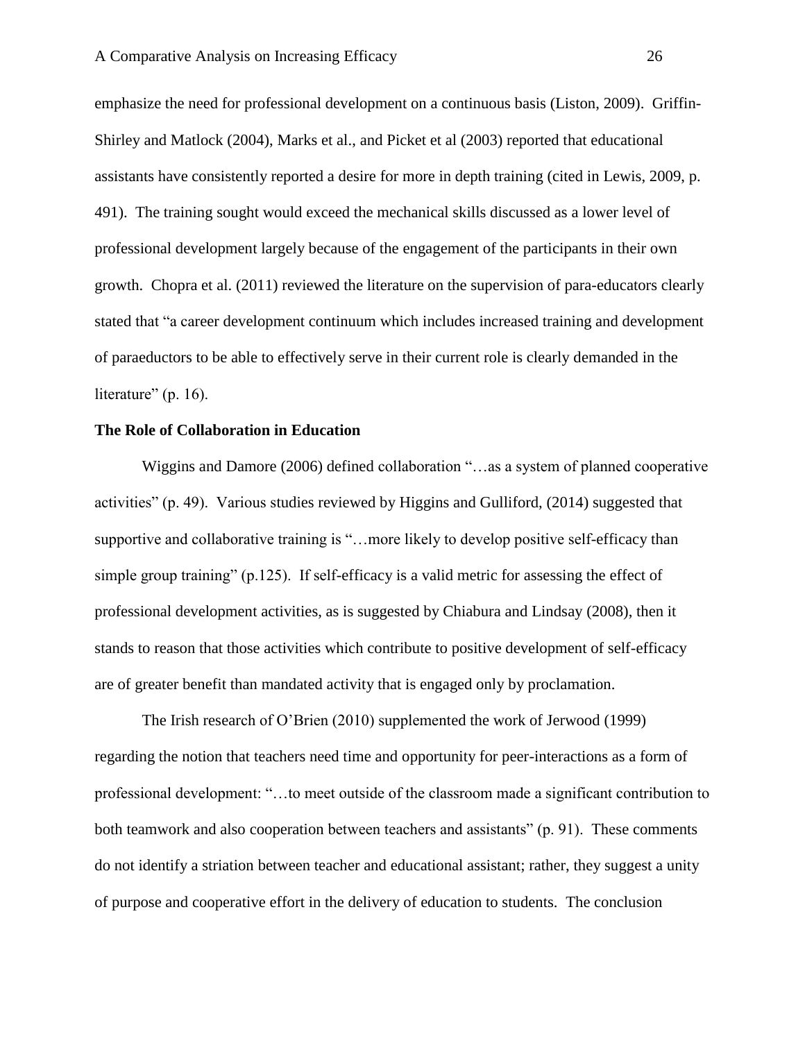emphasize the need for professional development on a continuous basis (Liston, 2009). Griffin-Shirley and Matlock (2004), Marks et al., and Picket et al (2003) reported that educational assistants have consistently reported a desire for more in depth training (cited in Lewis, 2009, p. 491). The training sought would exceed the mechanical skills discussed as a lower level of professional development largely because of the engagement of the participants in their own growth. Chopra et al. (2011) reviewed the literature on the supervision of para-educators clearly stated that "a career development continuum which includes increased training and development of paraeductors to be able to effectively serve in their current role is clearly demanded in the literature" (p. 16).

**The Role of Collaboration in Education**

Wiggins and Damore (2006) defined collaboration "…as a system of planned cooperative activities" (p. 49). Various studies reviewed by Higgins and Gulliford, (2014) suggested that supportive and collaborative training is "…more likely to develop positive self-efficacy than simple group training" (p.125). If self-efficacy is a valid metric for assessing the effect of professional development activities, as is suggested by Chiabura and Lindsay (2008), then it stands to reason that those activities which contribute to positive development of self-efficacy are of greater benefit than mandated activity that is engaged only by proclamation.

The Irish research of O'Brien (2010) supplemented the work of Jerwood (1999) regarding the notion that teachers need time and opportunity for peer-interactions as a form of professional development: "…to meet outside of the classroom made a significant contribution to both teamwork and also cooperation between teachers and assistants" (p. 91). These comments do not identify a striation between teacher and educational assistant; rather, they suggest a unity of purpose and cooperative effort in the delivery of education to students. The conclusion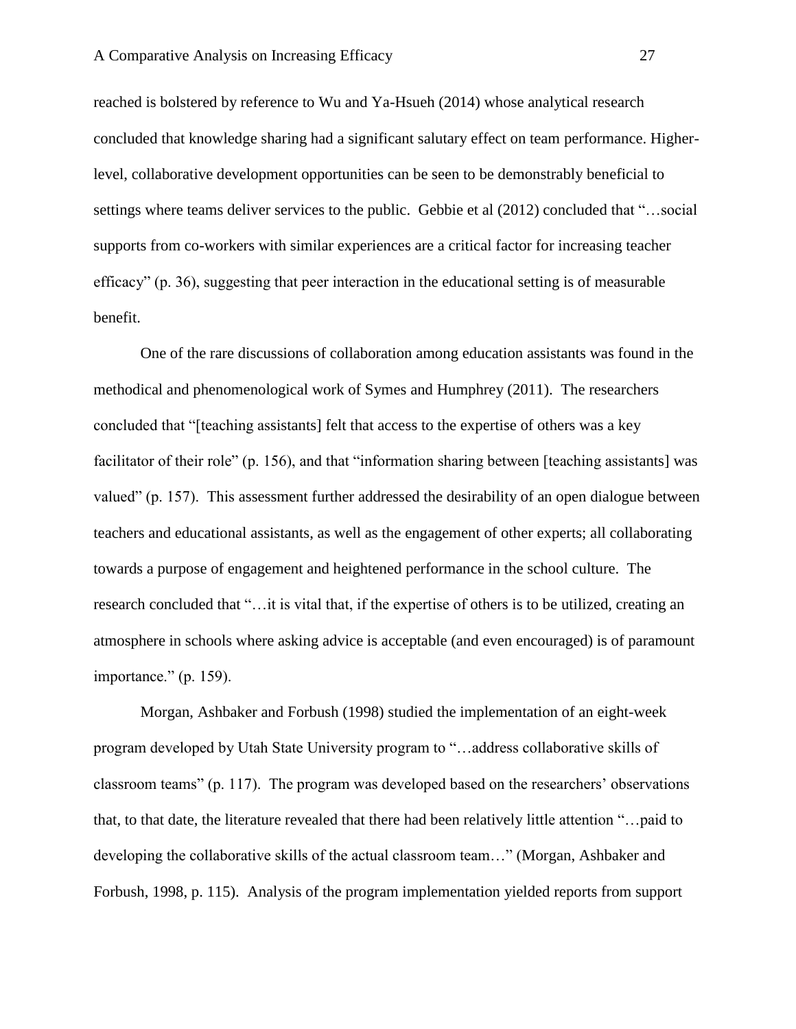reached is bolstered by reference to Wu and Ya-Hsueh (2014) whose analytical research concluded that knowledge sharing had a significant salutary effect on team performance. Higher-level, collaborative development opportunities can be seen to be demonstrably beneficial to settings where teams deliver services to the public. Gebbie et al (2012) concluded that "…social supports from co-workers with similar experiences are a critical factor for increasing teacher efficacy" (p. 36), suggesting that peer interaction in the educational setting is of measurable benefit.

One of the rare discussions of collaboration among education assistants was found in the methodical and phenomenological work of Symes and Humphrey (2011). The researchers concluded that "[teaching assistants] felt that access to the expertise of others was a key facilitator of their role" (p. 156), and that "information sharing between [teaching assistants] was valued" (p. 157). This assessment further addressed the desirability of an open dialogue between teachers and educational assistants, as well as the engagement of other experts; all collaborating towards a purpose of engagement and heightened performance in the school culture. The research concluded that "…it is vital that, if the expertise of others is to be utilized, creating an atmosphere in schools where asking advice is acceptable (and even encouraged) is of paramount importance." (p. 159).

Morgan, Ashbaker and Forbush (1998) studied the implementation of an eight-week program developed by Utah State University program to "…address collaborative skills of classroom teams" (p. 117). The program was developed based on the researchers' observations that, to that date, the literature revealed that there had been relatively little attention "…paid to developing the collaborative skills of the actual classroom team…" (Morgan, Ashbaker and Forbush, 1998, p. 115). Analysis of the program implementation yielded reports from support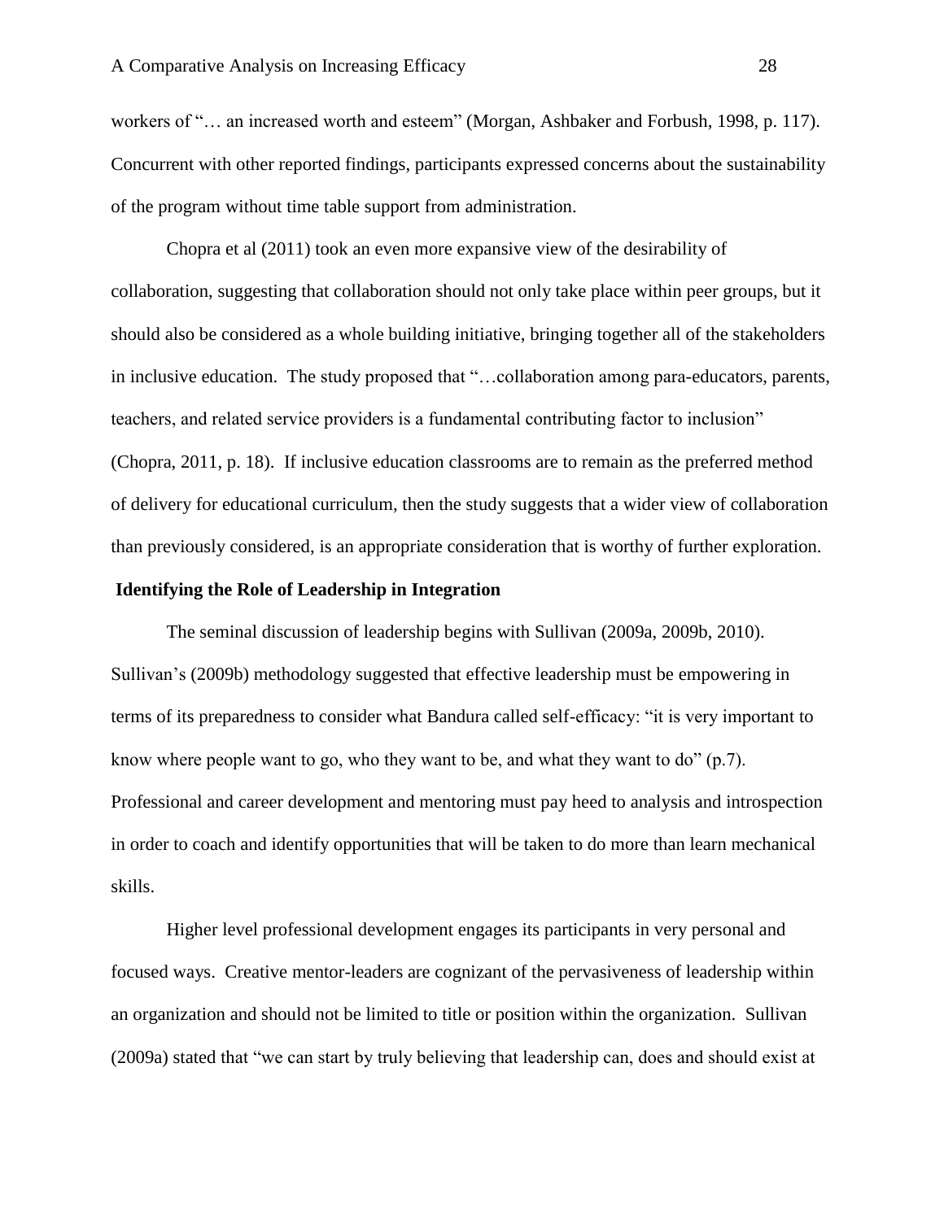workers of "… an increased worth and esteem" (Morgan, Ashbaker and Forbush, 1998, p. 117). Concurrent with other reported findings, participants expressed concerns about the sustainability of the program without time table support from administration.

Chopra et al (2011) took an even more expansive view of the desirability of collaboration, suggesting that collaboration should not only take place within peer groups, but it should also be considered as a whole building initiative, bringing together all of the stakeholders in inclusive education. The study proposed that "…collaboration among para-educators, parents, teachers, and related service providers is a fundamental contributing factor to inclusion" (Chopra, 2011, p. 18). If inclusive education classrooms are to remain as the preferred method of delivery for educational curriculum, then the study suggests that a wider view of collaboration than previously considered, is an appropriate consideration that is worthy of further exploration.

**Identifying the Role of Leadership in Integration**

The seminal discussion of leadership begins with Sullivan (2009a, 2009b, 2010). Sullivan's (2009b) methodology suggested that effective leadership must be empowering in terms of its preparedness to consider what Bandura called self-efficacy: "it is very important to know where people want to go, who they want to be, and what they want to do" (p.7). Professional and career development and mentoring must pay heed to analysis and introspection in order to coach and identify opportunities that will be taken to do more than learn mechanical skills.

Higher level professional development engages its participants in very personal and focused ways. Creative mentor-leaders are cognizant of the pervasiveness of leadership within an organization and should not be limited to title or position within the organization. Sullivan (2009a) stated that "we can start by truly believing that leadership can, does and should exist at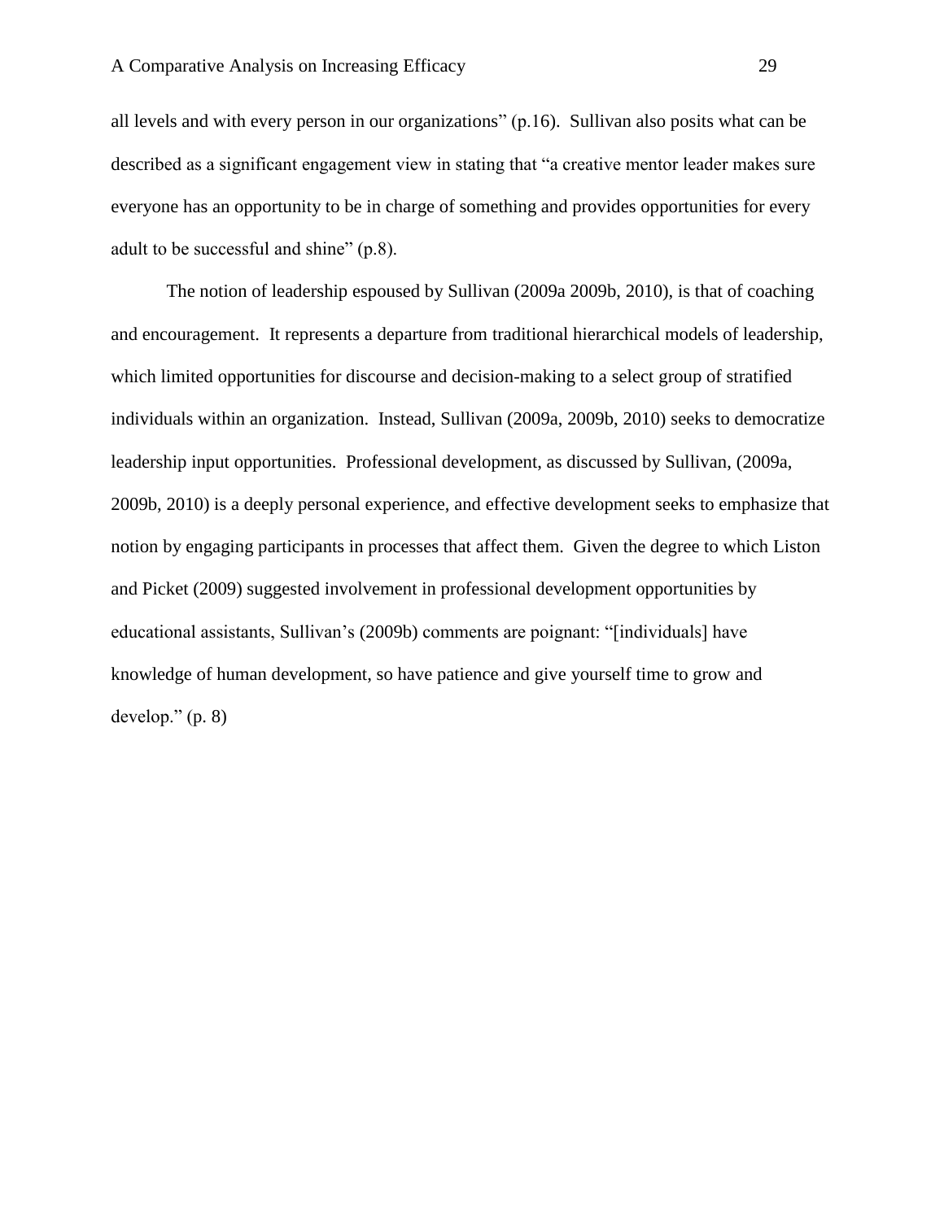all levels and with every person in our organizations" (p.16). Sullivan also posits what can be described as a significant engagement view in stating that "a creative mentor leader makes sure everyone has an opportunity to be in charge of something and provides opportunities for every adult to be successful and shine" (p.8).

The notion of leadership espoused by Sullivan (2009a 2009b, 2010), is that of coaching and encouragement. It represents a departure from traditional hierarchical models of leadership, which limited opportunities for discourse and decision-making to a select group of stratified individuals within an organization. Instead, Sullivan (2009a, 2009b, 2010) seeks to democratize leadership input opportunities. Professional development, as discussed by Sullivan, (2009a, 2009b, 2010) is a deeply personal experience, and effective development seeks to emphasize that notion by engaging participants in processes that affect them. Given the degree to which Liston and Picket (2009) suggested involvement in professional development opportunities by educational assistants, Sullivan's (2009b) comments are poignant: "[individuals] have knowledge of human development, so have patience and give yourself time to grow and develop." (p. 8)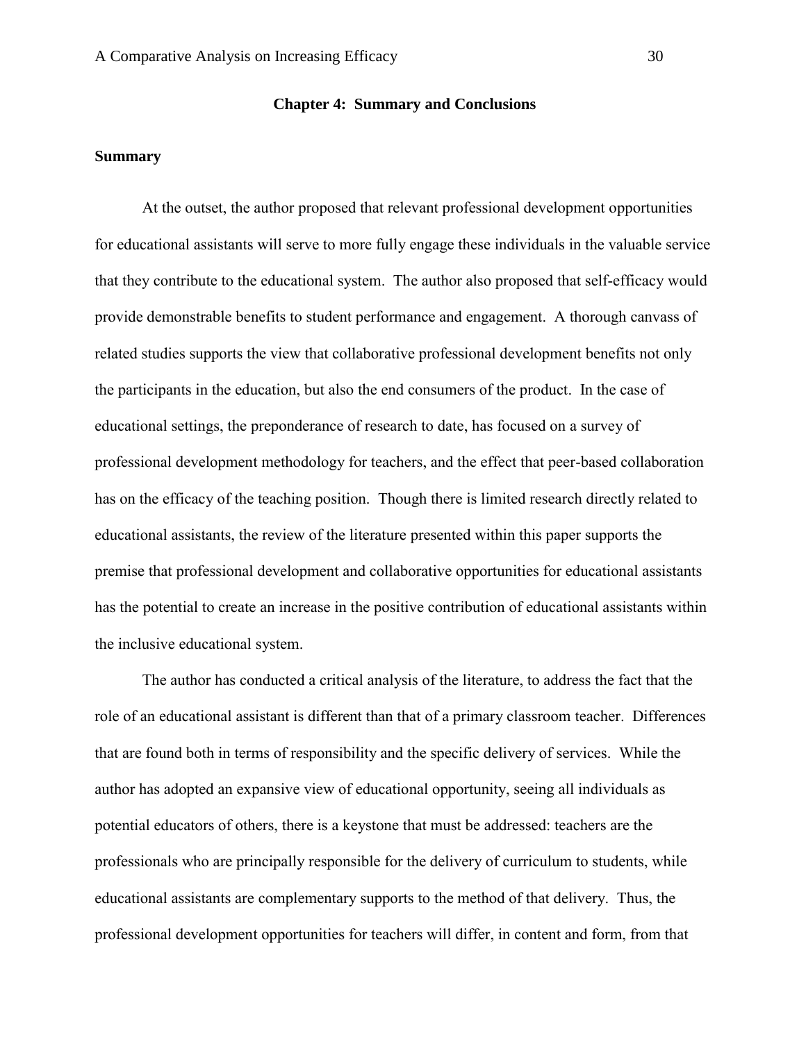## Chapter 4: Summary and Conclusions

### Summary

At the outset, the author proposed that relevant professional development opportunities for educational assistants will serve to more fully engage these individuals in the valuable service that they contribute to the educational system. The author also proposed that self-efficacy would provide demonstrable benefits to student performance and engagement. A thorough canvass of related studies supports the view that collaborative professional development benefits not only the participants in the education, but also the end consumers of the product. In the case of educational settings, the preponderance of research to date, has focused on a survey of professional development methodology for teachers, and the effect that peer-based collaboration has on the efficacy of the teaching position. Though there is limited research directly related to educational assistants, the review of the literature presented within this paper supports the premise that professional development and collaborative opportunities for educational assistants has the potential to create an increase in the positive contribution of educational assistants within the inclusive educational system.

The author has conducted a critical analysis of the literature, to address the fact that the role of an educational assistant is different than that of a primary classroom teacher. Differences that are found both in terms of responsibility and the specific delivery of services. While the author has adopted an expansive view of educational opportunity, seeing all individuals as potential educators of others, there is a keystone that must be addressed: teachers are the professionals who are principally responsible for the delivery of curriculum to students, while educational assistants are complementary supports to the method of that delivery. Thus, the professional development opportunities for teachers will differ, in content and form, from that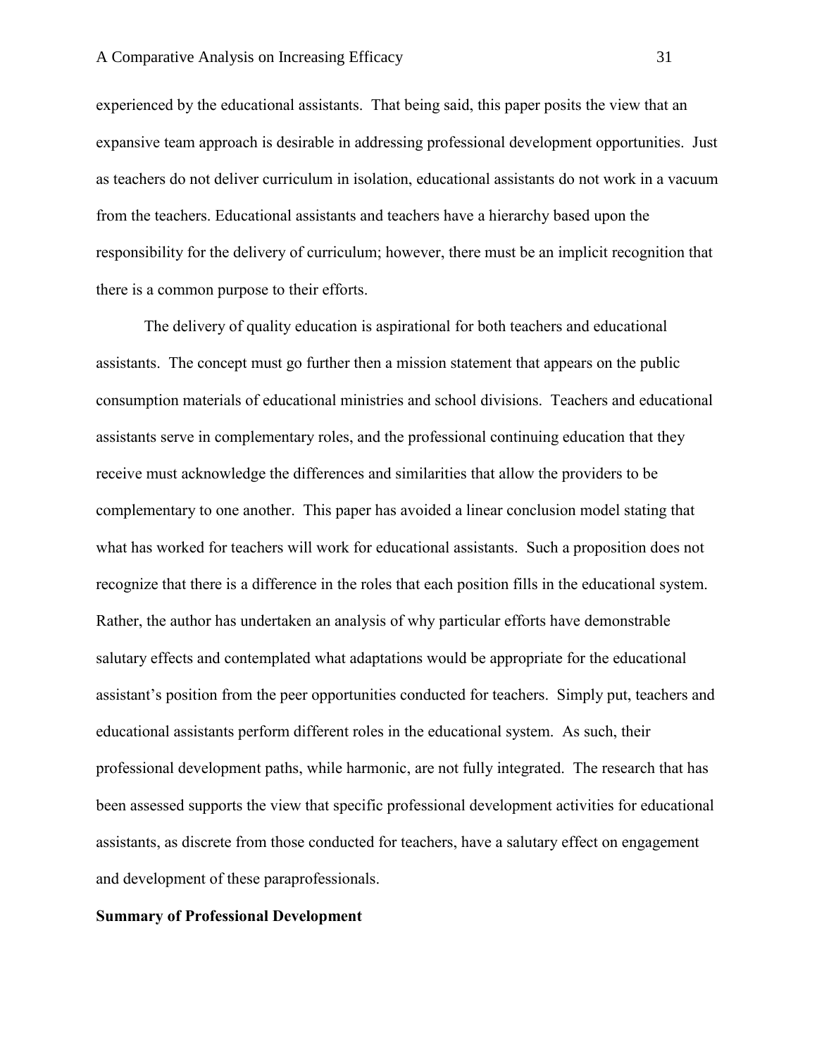experienced by the educational assistants. That being said, this paper posits the view that an expansive team approach is desirable in addressing professional development opportunities. Just as teachers do not deliver curriculum in isolation, educational assistants do not work in a vacuum from the teachers. Educational assistants and teachers have a hierarchy based upon the responsibility for the delivery of curriculum; however, there must be an implicit recognition that there is a common purpose to their efforts.

The delivery of quality education is aspirational for both teachers and educational assistants. The concept must go further then a mission statement that appears on the public consumption materials of educational ministries and school divisions. Teachers and educational assistants serve in complementary roles, and the professional continuing education that they receive must acknowledge the differences and similarities that allow the providers to be complementary to one another. This paper has avoided a linear conclusion model stating that what has worked for teachers will work for educational assistants. Such a proposition does not recognize that there is a difference in the roles that each position fills in the educational system. Rather, the author has undertaken an analysis of why particular efforts have demonstrable salutary effects and contemplated what adaptations would be appropriate for the educational assistant's position from the peer opportunities conducted for teachers. Simply put, teachers and educational assistants perform different roles in the educational system. As such, their professional development paths, while harmonic, are not fully integrated. The research that has been assessed supports the view that specific professional development activities for educational assistants, as discrete from those conducted for teachers, have a salutary effect on engagement and development of these paraprofessionals.

**Summary of Professional Development**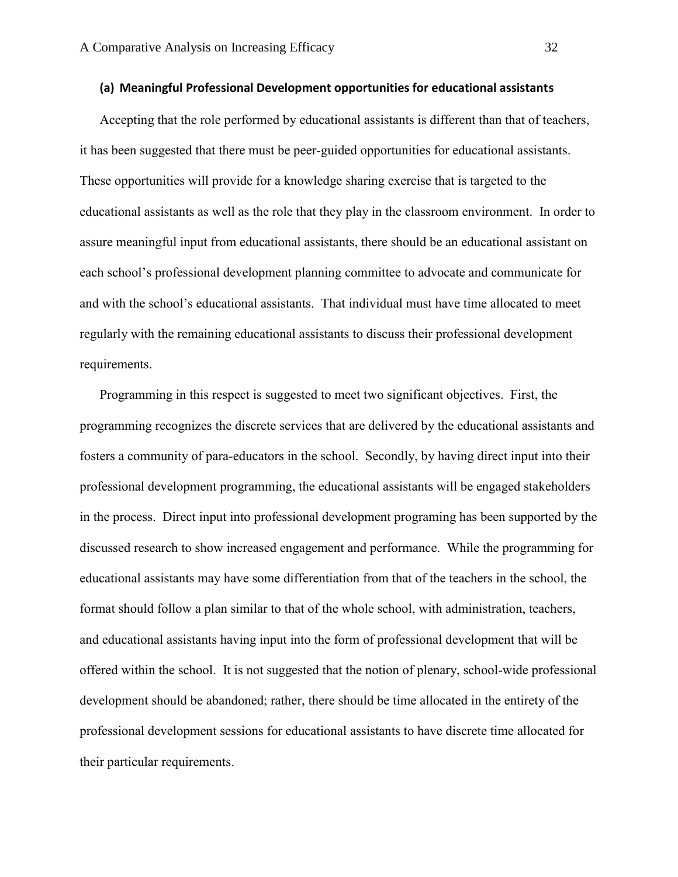### (a) Meaningful Professional Development opportunities for educational assistants

Accepting that the role performed by educational assistants is different than that of teachers, it has been suggested that there must be peer-guided opportunities for educational assistants. These opportunities will provide for a knowledge sharing exercise that is targeted to the educational assistants as well as the role that they play in the classroom environment. In order to assure meaningful input from educational assistants, there should be an educational assistant on each school's professional development planning committee to advocate and communicate for and with the school's educational assistants. That individual must have time allocated to meet regularly with the remaining educational assistants to discuss their professional development requirements.

Programming in this respect is suggested to meet two significant objectives. First, the programming recognizes the discrete services that are delivered by the educational assistants and fosters a community of para-educators in the school. Secondly, by having direct input into their professional development programming, the educational assistants will be engaged stakeholders in the process. Direct input into professional development programing has been supported by the discussed research to show increased engagement and performance. While the programming for educational assistants may have some differentiation from that of the teachers in the school, the format should follow a plan similar to that of the whole school, with administration, teachers, and educational assistants having input into the form of professional development that will be offered within the school. It is not suggested that the notion of plenary, school-wide professional development should be abandoned; rather, there should be time allocated in the entirety of the professional development sessions for educational assistants to have discrete time allocated for their particular requirements.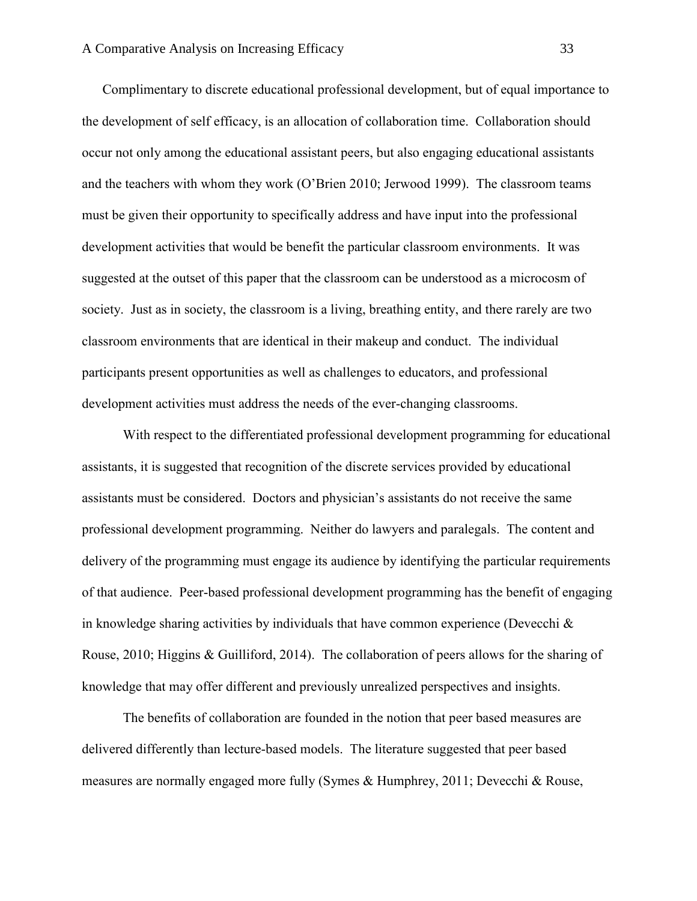Complimentary to discrete educational professional development, but of equal importance to the development of self efficacy, is an allocation of collaboration time. Collaboration should occur not only among the educational assistant peers, but also engaging educational assistants and the teachers with whom they work (O'Brien 2010; Jerwood 1999). The classroom teams must be given their opportunity to specifically address and have input into the professional development activities that would be benefit the particular classroom environments. It was suggested at the outset of this paper that the classroom can be understood as a microcosm of society. Just as in society, the classroom is a living, breathing entity, and there rarely are two classroom environments that are identical in their makeup and conduct. The individual participants present opportunities as well as challenges to educators, and professional development activities must address the needs of the ever-changing classrooms.

With respect to the differentiated professional development programming for educational assistants, it is suggested that recognition of the discrete services provided by educational assistants must be considered. Doctors and physician's assistants do not receive the same professional development programming. Neither do lawyers and paralegals. The content and delivery of the programming must engage its audience by identifying the particular requirements of that audience. Peer-based professional development programming has the benefit of engaging in knowledge sharing activities by individuals that have common experience (Devecchi & Rouse, 2010; Higgins & Guilliford, 2014). The collaboration of peers allows for the sharing of knowledge that may offer different and previously unrealized perspectives and insights.

The benefits of collaboration are founded in the notion that peer based measures are delivered differently than lecture-based models. The literature suggested that peer based measures are normally engaged more fully (Symes & Humphrey, 2011; Devecchi & Rouse,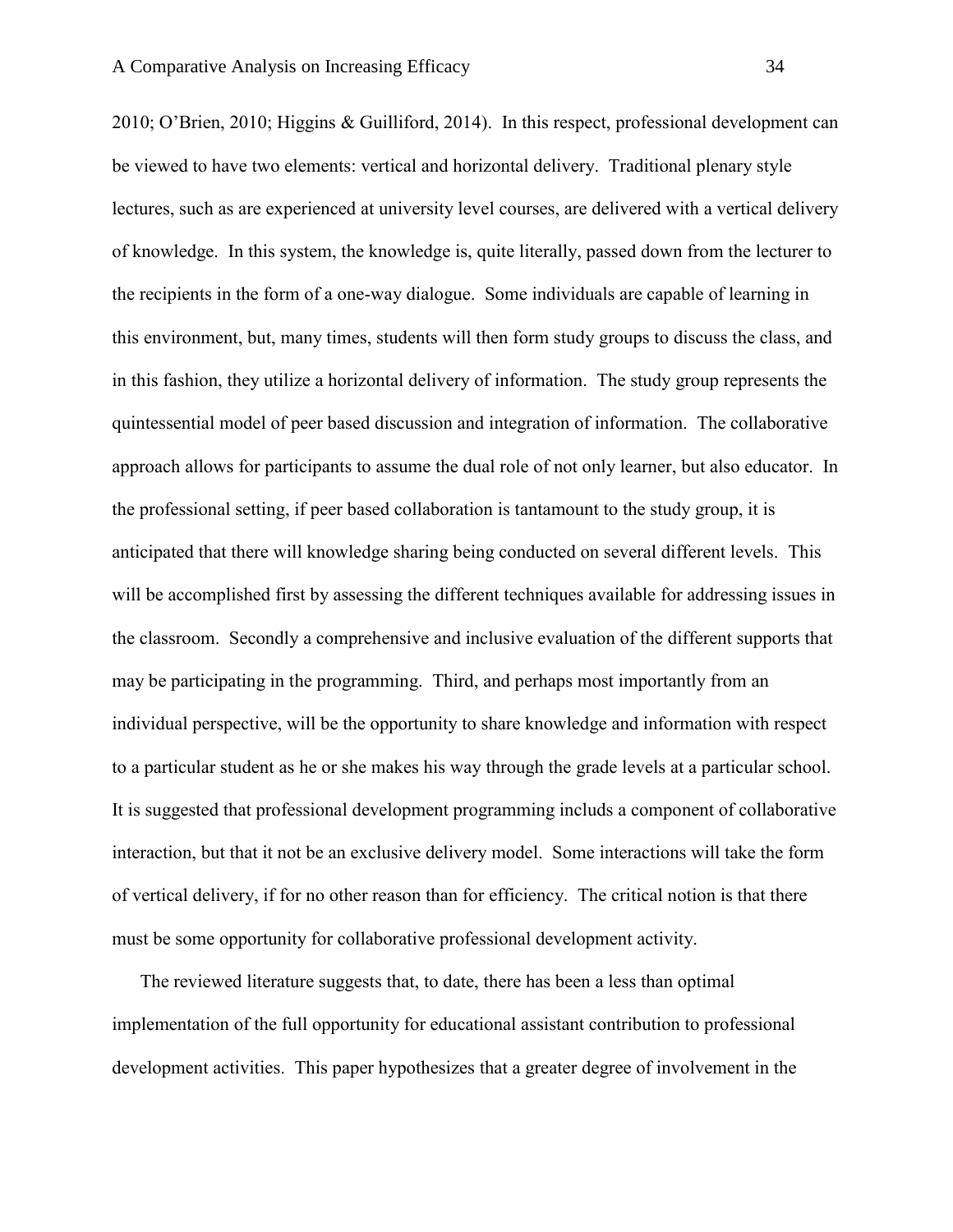2010; O'Brien, 2010; Higgins & Guilliford, 2014). In this respect, professional development can be viewed to have two elements: vertical and horizontal delivery. Traditional plenary style lectures, such as are experienced at university level courses, are delivered with a vertical delivery of knowledge. In this system, the knowledge is, quite literally, passed down from the lecturer to the recipients in the form of a one-way dialogue. Some individuals are capable of learning in this environment, but, many times, students will then form study groups to discuss the class, and in this fashion, they utilize a horizontal delivery of information. The study group represents the quintessential model of peer based discussion and integration of information. The collaborative approach allows for participants to assume the dual role of not only learner, but also educator. In the professional setting, if peer based collaboration is tantamount to the study group, it is anticipated that there will knowledge sharing being conducted on several different levels. This will be accomplished first by assessing the different techniques available for addressing issues in the classroom. Secondly a comprehensive and inclusive evaluation of the different supports that may be participating in the programming. Third, and perhaps most importantly from an individual perspective, will be the opportunity to share knowledge and information with respect to a particular student as he or she makes his way through the grade levels at a particular school. It is suggested that professional development programming includs a component of collaborative interaction, but that it not be an exclusive delivery model. Some interactions will take the form of vertical delivery, if for no other reason than for efficiency. The critical notion is that there must be some opportunity for collaborative professional development activity.

The reviewed literature suggests that, to date, there has been a less than optimal implementation of the full opportunity for educational assistant contribution to professional development activities. This paper hypothesizes that a greater degree of involvement in the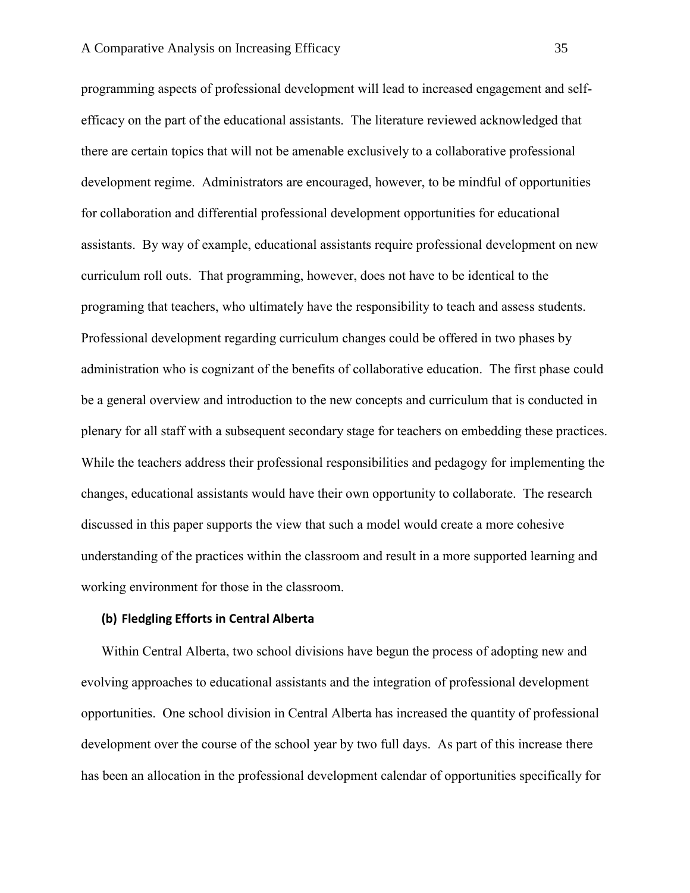programming aspects of professional development will lead to increased engagement and self-efficacy on the part of the educational assistants. The literature reviewed acknowledged that there are certain topics that will not be amenable exclusively to a collaborative professional development regime. Administrators are encouraged, however, to be mindful of opportunities for collaboration and differential professional development opportunities for educational assistants. By way of example, educational assistants require professional development on new curriculum roll outs. That programming, however, does not have to be identical to the programing that teachers, who ultimately have the responsibility to teach and assess students. Professional development regarding curriculum changes could be offered in two phases by administration who is cognizant of the benefits of collaborative education. The first phase could be a general overview and introduction to the new concepts and curriculum that is conducted in plenary for all staff with a subsequent secondary stage for teachers on embedding these practices. While the teachers address their professional responsibilities and pedagogy for implementing the changes, educational assistants would have their own opportunity to collaborate. The research discussed in this paper supports the view that such a model would create a more cohesive understanding of the practices within the classroom and result in a more supported learning and working environment for those in the classroom.

### (b) Fledgling Efforts in Central Alberta

Within Central Alberta, two school divisions have begun the process of adopting new and evolving approaches to educational assistants and the integration of professional development opportunities. One school division in Central Alberta has increased the quantity of professional development over the course of the school year by two full days. As part of this increase there has been an allocation in the professional development calendar of opportunities specifically for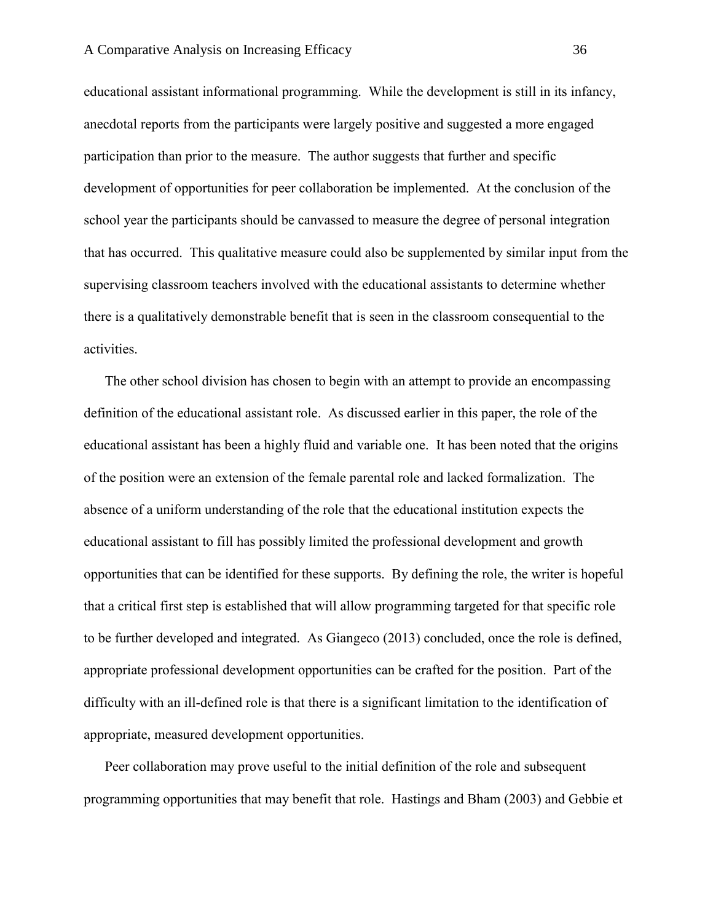educational assistant informational programming. While the development is still in its infancy, anecdotal reports from the participants were largely positive and suggested a more engaged participation than prior to the measure. The author suggests that further and specific development of opportunities for peer collaboration be implemented. At the conclusion of the school year the participants should be canvassed to measure the degree of personal integration that has occurred. This qualitative measure could also be supplemented by similar input from the supervising classroom teachers involved with the educational assistants to determine whether there is a qualitatively demonstrable benefit that is seen in the classroom consequential to the activities.

The other school division has chosen to begin with an attempt to provide an encompassing definition of the educational assistant role. As discussed earlier in this paper, the role of the educational assistant has been a highly fluid and variable one. It has been noted that the origins of the position were an extension of the female parental role and lacked formalization. The absence of a uniform understanding of the role that the educational institution expects the educational assistant to fill has possibly limited the professional development and growth opportunities that can be identified for these supports. By defining the role, the writer is hopeful that a critical first step is established that will allow programming targeted for that specific role to be further developed and integrated. As Giangeco (2013) concluded, once the role is defined, appropriate professional development opportunities can be crafted for the position. Part of the difficulty with an ill-defined role is that there is a significant limitation to the identification of appropriate, measured development opportunities.

Peer collaboration may prove useful to the initial definition of the role and subsequent programming opportunities that may benefit that role. Hastings and Bham (2003) and Gebbie et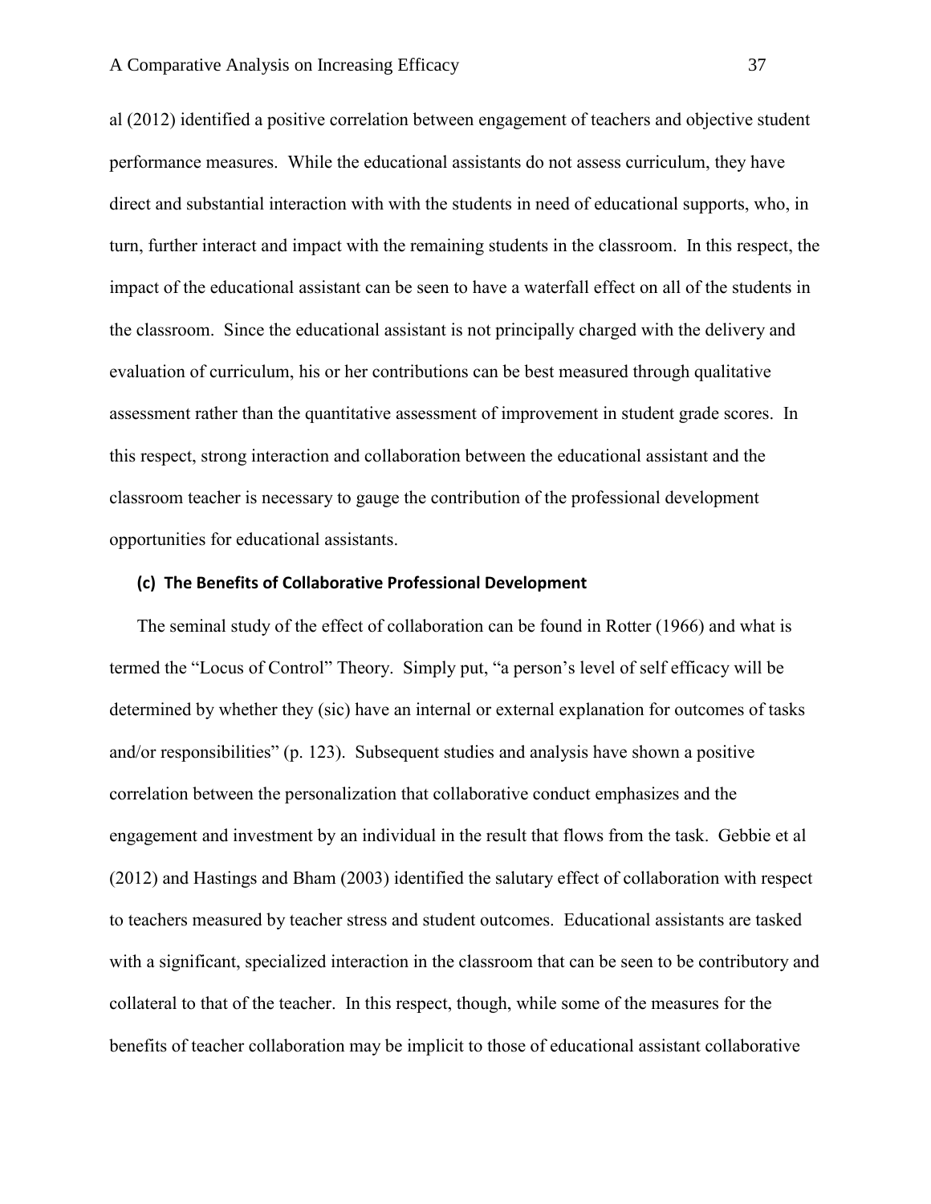al (2012) identified a positive correlation between engagement of teachers and objective student performance measures. While the educational assistants do not assess curriculum, they have direct and substantial interaction with with the students in need of educational supports, who, in turn, further interact and impact with the remaining students in the classroom. In this respect, the impact of the educational assistant can be seen to have a waterfall effect on all of the students in the classroom. Since the educational assistant is not principally charged with the delivery and evaluation of curriculum, his or her contributions can be best measured through qualitative assessment rather than the quantitative assessment of improvement in student grade scores. In this respect, strong interaction and collaboration between the educational assistant and the classroom teacher is necessary to gauge the contribution of the professional development opportunities for educational assistants.

### (c) The Benefits of Collaborative Professional Development

The seminal study of the effect of collaboration can be found in Rotter (1966) and what is termed the "Locus of Control" Theory. Simply put, "a person's level of self efficacy will be determined by whether they (sic) have an internal or external explanation for outcomes of tasks and/or responsibilities" (p. 123). Subsequent studies and analysis have shown a positive correlation between the personalization that collaborative conduct emphasizes and the engagement and investment by an individual in the result that flows from the task. Gebbie et al (2012) and Hastings and Bham (2003) identified the salutary effect of collaboration with respect to teachers measured by teacher stress and student outcomes. Educational assistants are tasked with a significant, specialized interaction in the classroom that can be seen to be contributory and collateral to that of the teacher. In this respect, though, while some of the measures for the benefits of teacher collaboration may be implicit to those of educational assistant collaborative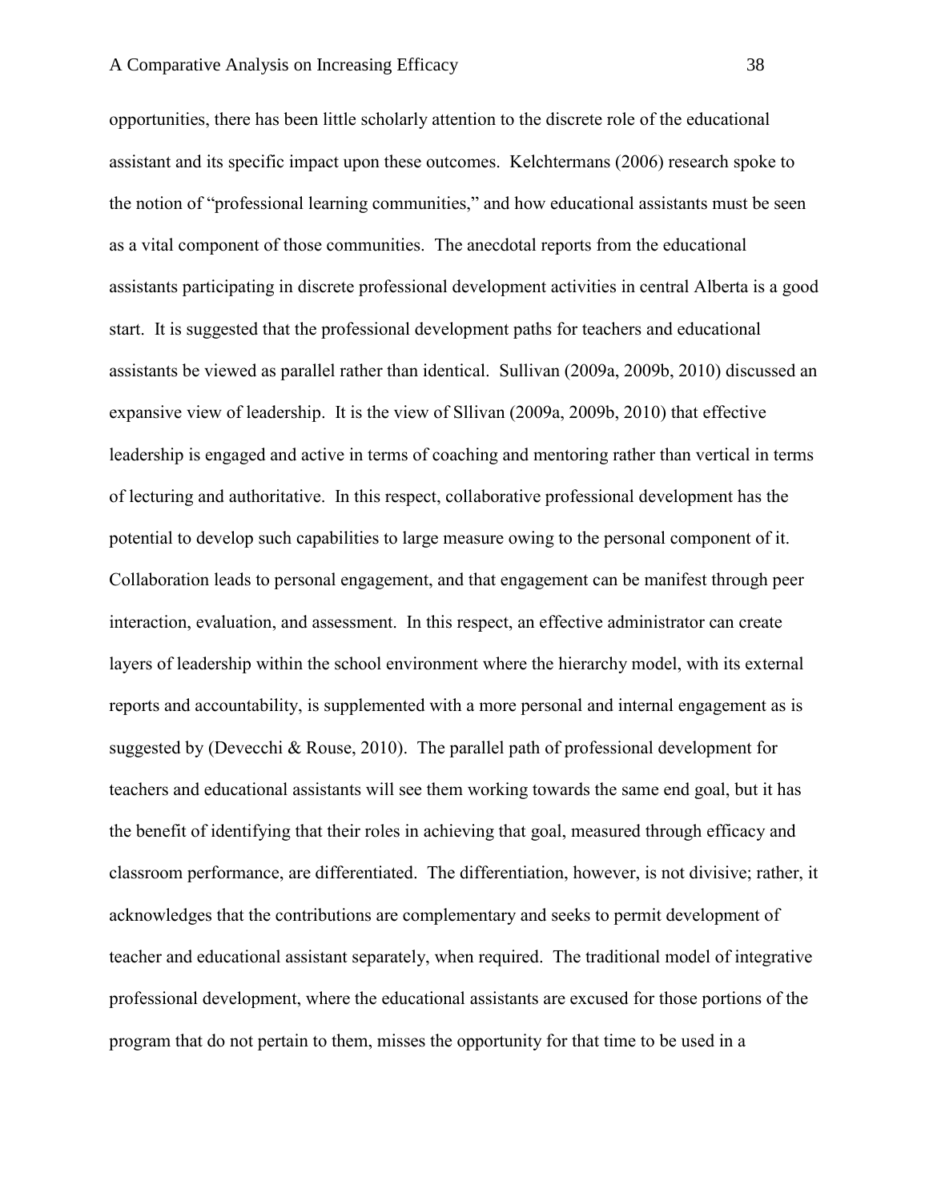opportunities, there has been little scholarly attention to the discrete role of the educational assistant and its specific impact upon these outcomes. Kelchtermans (2006) research spoke to the notion of "professional learning communities," and how educational assistants must be seen as a vital component of those communities. The anecdotal reports from the educational assistants participating in discrete professional development activities in central Alberta is a good start. It is suggested that the professional development paths for teachers and educational assistants be viewed as parallel rather than identical. Sullivan (2009a, 2009b, 2010) discussed an expansive view of leadership. It is the view of Sllivan (2009a, 2009b, 2010) that effective leadership is engaged and active in terms of coaching and mentoring rather than vertical in terms of lecturing and authoritative. In this respect, collaborative professional development has the potential to develop such capabilities to large measure owing to the personal component of it. Collaboration leads to personal engagement, and that engagement can be manifest through peer interaction, evaluation, and assessment. In this respect, an effective administrator can create layers of leadership within the school environment where the hierarchy model, with its external reports and accountability, is supplemented with a more personal and internal engagement as is suggested by (Devecchi & Rouse, 2010). The parallel path of professional development for teachers and educational assistants will see them working towards the same end goal, but it has the benefit of identifying that their roles in achieving that goal, measured through efficacy and classroom performance, are differentiated. The differentiation, however, is not divisive; rather, it acknowledges that the contributions are complementary and seeks to permit development of teacher and educational assistant separately, when required. The traditional model of integrative professional development, where the educational assistants are excused for those portions of the program that do not pertain to them, misses the opportunity for that time to be used in a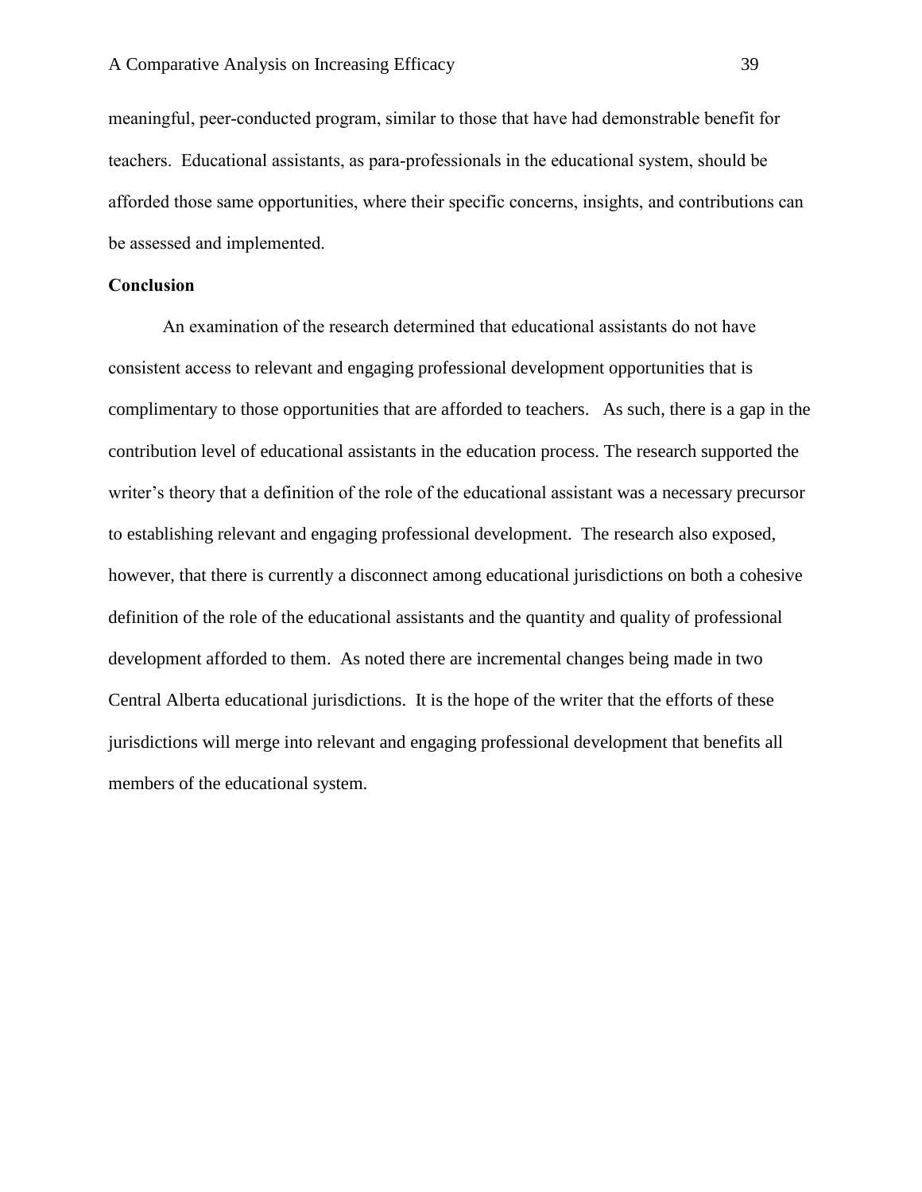meaningful, peer-conducted program, similar to those that have had demonstrable benefit for teachers. Educational assistants, as para-professionals in the educational system, should be afforded those same opportunities, where their specific concerns, insights, and contributions can be assessed and implemented.

**Conclusion**

An examination of the research determined that educational assistants do not have consistent access to relevant and engaging professional development opportunities that is complimentary to those opportunities that are afforded to teachers. As such, there is a gap in the contribution level of educational assistants in the education process. The research supported the writer's theory that a definition of the role of the educational assistant was a necessary precursor to establishing relevant and engaging professional development. The research also exposed, however, that there is currently a disconnect among educational jurisdictions on both a cohesive definition of the role of the educational assistants and the quantity and quality of professional development afforded to them. As noted there are incremental changes being made in two Central Alberta educational jurisdictions. It is the hope of the writer that the efforts of these jurisdictions will merge into relevant and engaging professional development that benefits all members of the educational system.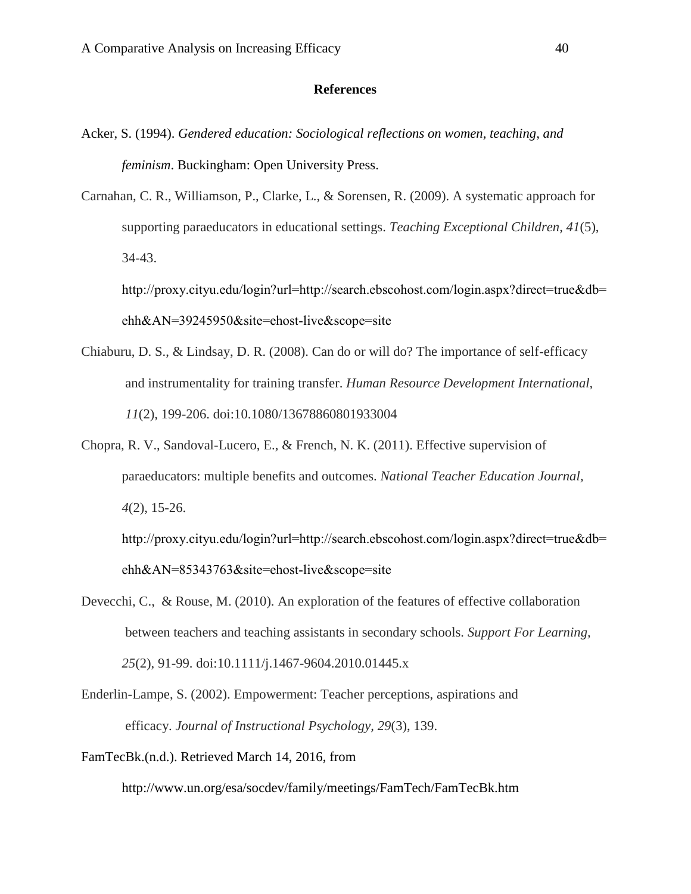**References**

Acker, S. (1994). *Gendered education: Sociological reflections on women, teaching, and feminism*. Buckingham: Open University Press.

Carnahan, C. R., Williamson, P., Clarke, L., & Sorensen, R. (2009). A systematic approach for supporting paraeducators in educational settings. *Teaching Exceptional Children, 41*(5), 34-43. http://proxy.cityu.edu/login?url=http://search.ebscohost.com/login.aspx?direct=true&db=ehh&AN=39245950&site=ehost-live&scope=site

Chiaburu, D. S., & Lindsay, D. R. (2008). Can do or will do? The importance of self-efficacy and instrumentality for training transfer. *Human Resource Development International, 11*(2), 199-206. doi:10.1080/13678860801933004

Chopra, R. V., Sandoval-Lucero, E., & French, N. K. (2011). Effective supervision of paraeducators: multiple benefits and outcomes. *National Teacher Education Journal, 4*(2), 15-26. http://proxy.cityu.edu/login?url=http://search.ebscohost.com/login.aspx?direct=true&db=ehh&AN=85343763&site=ehost-live&scope=site

Devecchi, C., & Rouse, M. (2010). An exploration of the features of effective collaboration between teachers and teaching assistants in secondary schools. *Support For Learning, 25*(2), 91-99. doi:10.1111/j.1467-9604.2010.01445.x

Enderlin-Lampe, S. (2002). Empowerment: Teacher perceptions, aspirations and efficacy. *Journal of Instructional Psychology, 29*(3), 139.

FamTecBk.(n.d.). Retrieved March 14, 2016, from http://www.un.org/esa/socdev/family/meetings/FamTech/FamTecBk.htm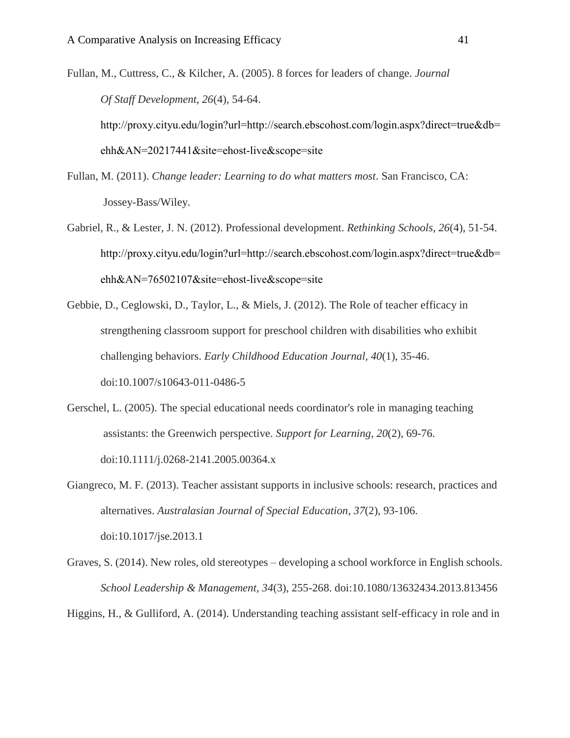Fullan, M., Cuttress, C., & Kilcher, A. (2005). 8 forces for leaders of change. *Journal Of Staff Development, 26*(4), 54-64. http://proxy.cityu.edu/login?url=http://search.ebscohost.com/login.aspx?direct=true&db=ehh&AN=20217441&site=ehost-live&scope=site

Fullan, M. (2011). *Change leader: Learning to do what matters most*. San Francisco, CA: Jossey-Bass/Wiley.

Gabriel, R., & Lester, J. N. (2012). Professional development. *Rethinking Schools, 26*(4), 51-54. http://proxy.cityu.edu/login?url=http://search.ebscohost.com/login.aspx?direct=true&db=ehh&AN=76502107&site=ehost-live&scope=site

Gebbie, D., Ceglowski, D., Taylor, L., & Miels, J. (2012). The Role of teacher efficacy in strengthening classroom support for preschool children with disabilities who exhibit challenging behaviors. *Early Childhood Education Journal, 40*(1), 35-46. doi:10.1007/s10643-011-0486-5

Gerschel, L. (2005). The special educational needs coordinator's role in managing teaching assistants: the Greenwich perspective. *Support for Learning, 20*(2), 69-76. doi:10.1111/j.0268-2141.2005.00364.x

Giangreco, M. F. (2013). Teacher assistant supports in inclusive schools: research, practices and alternatives. *Australasian Journal of Special Education, 37*(2), 93-106. doi:10.1017/jse.2013.1

Graves, S. (2014). New roles, old stereotypes – developing a school workforce in English schools. *School Leadership & Management, 34*(3), 255-268. doi:10.1080/13632434.2013.813456

Higgins, H., & Gulliford, A. (2014). Understanding teaching assistant self-efficacy in role and in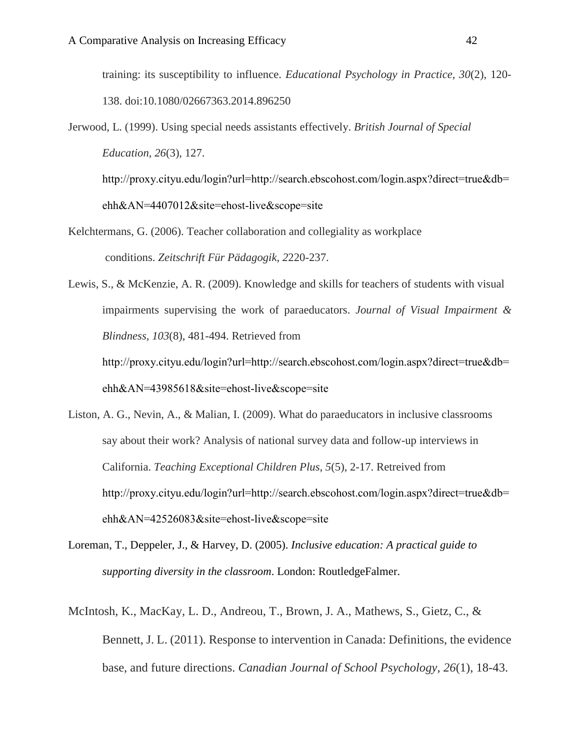training: its susceptibility to influence. *Educational Psychology in Practice*, *30*(2), 120-138. doi:10.1080/02667363.2014.896250

Jerwood, L. (1999). Using special needs assistants effectively. *British Journal of Special Education*, *26*(3), 127. http://proxy.cityu.edu/login?url=http://search.ebscohost.com/login.aspx?direct=true&db=ehh&AN=4407012&site=ehost-live&scope=site

Kelchtermans, G. (2006). Teacher collaboration and collegiality as workplace conditions. *Zeitschrift Für Pädagogik*, *2*220-237.

Lewis, S., & McKenzie, A. R. (2009). Knowledge and skills for teachers of students with visual impairments supervising the work of paraeducators. *Journal of Visual Impairment & Blindness*, *103*(8), 481-494. Retrieved from http://proxy.cityu.edu/login?url=http://search.ebscohost.com/login.aspx?direct=true&db=ehh&AN=43985618&site=ehost-live&scope=site

Liston, A. G., Nevin, A., & Malian, I. (2009). What do paraeducators in inclusive classrooms say about their work? Analysis of national survey data and follow-up interviews in California. *Teaching Exceptional Children Plus*, *5*(5), 2-17. Retreived from http://proxy.cityu.edu/login?url=http://search.ebscohost.com/login.aspx?direct=true&db=ehh&AN=42526083&site=ehost-live&scope=site

Loreman, T., Deppeler, J., & Harvey, D. (2005). *Inclusive education: A practical guide to supporting diversity in the classroom*. London: RoutledgeFalmer.

McIntosh, K., MacKay, L. D., Andreou, T., Brown, J. A., Mathews, S., Gietz, C., & Bennett, J. L. (2011). Response to intervention in Canada: Definitions, the evidence base, and future directions. *Canadian Journal of School Psychology*, *26*(1), 18-43.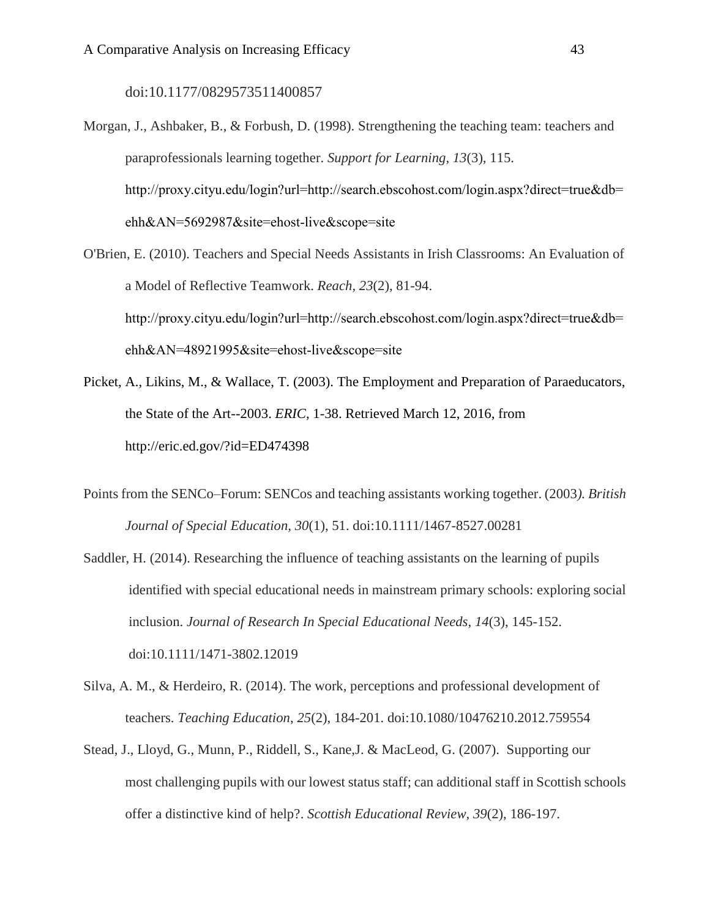doi:10.1177/0829573511400857

Morgan, J., Ashbaker, B., & Forbush, D. (1998). Strengthening the teaching team: teachers and paraprofessionals learning together. *Support for Learning*, *13*(3), 115. http://proxy.cityu.edu/login?url=http://search.ebscohost.com/login.aspx?direct=true&db=ehh&AN=5692987&site=ehost-live&scope=site

O'Brien, E. (2010). Teachers and Special Needs Assistants in Irish Classrooms: An Evaluation of a Model of Reflective Teamwork. *Reach*, *23*(2), 81-94. http://proxy.cityu.edu/login?url=http://search.ebscohost.com/login.aspx?direct=true&db=ehh&AN=48921995&site=ehost-live&scope=site

Picket, A., Likins, M., & Wallace, T. (2003). The Employment and Preparation of Paraeducators, the State of the Art--2003. *ERIC*, 1-38. Retrieved March 12, 2016, from http://eric.ed.gov/?id=ED474398

Points from the SENCo–Forum: SENCos and teaching assistants working together. (2003*). British Journal of Special Education*, *30*(1), 51. doi:10.1111/1467-8527.00281

Saddler, H. (2014). Researching the influence of teaching assistants on the learning of pupils identified with special educational needs in mainstream primary schools: exploring social inclusion. *Journal of Research In Special Educational Needs*, *14*(3), 145-152. doi:10.1111/1471-3802.12019

Silva, A. M., & Herdeiro, R. (2014). The work, perceptions and professional development of teachers. *Teaching Education*, *25*(2), 184-201. doi:10.1080/10476210.2012.759554

Stead, J., Lloyd, G., Munn, P., Riddell, S., Kane,J. & MacLeod, G. (2007). Supporting our most challenging pupils with our lowest status staff; can additional staff in Scottish schools offer a distinctive kind of help?. *Scottish Educational Review*, *39*(2), 186-197.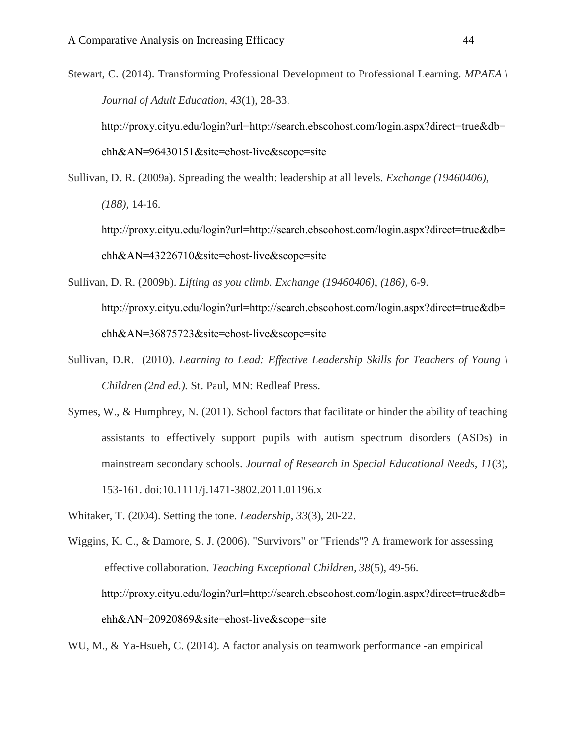Stewart, C. (2014). Transforming Professional Development to Professional Learning. *MPAEA \ Journal of Adult Education, 43*(1), 28-33. http://proxy.cityu.edu/login?url=http://search.ebscohost.com/login.aspx?direct=true&db=ehh&AN=96430151&site=ehost-live&scope=site

Sullivan, D. R. (2009a). Spreading the wealth: leadership at all levels. *Exchange (19460406), (188)*, 14-16. http://proxy.cityu.edu/login?url=http://search.ebscohost.com/login.aspx?direct=true&db=ehh&AN=43226710&site=ehost-live&scope=site

Sullivan, D. R. (2009b). *Lifting as you climb. Exchange (19460406), (186)*, 6-9. http://proxy.cityu.edu/login?url=http://search.ebscohost.com/login.aspx?direct=true&db=ehh&AN=36875723&site=ehost-live&scope=site

Sullivan, D.R. (2010). *Learning to Lead: Effective Leadership Skills for Teachers of Young \ Children (2nd ed.).* St. Paul, MN: Redleaf Press.

Symes, W., & Humphrey, N. (2011). School factors that facilitate or hinder the ability of teaching assistants to effectively support pupils with autism spectrum disorders (ASDs) in mainstream secondary schools. *Journal of Research in Special Educational Needs, 11*(3), 153-161. doi:10.1111/j.1471-3802.2011.01196.x

Whitaker, T. (2004). Setting the tone. *Leadership*, *33*(3), 20-22.

Wiggins, K. C., & Damore, S. J. (2006). "Survivors" or "Friends"? A framework for assessing effective collaboration. *Teaching Exceptional Children*, *38*(5), 49-56. http://proxy.cityu.edu/login?url=http://search.ebscohost.com/login.aspx?direct=true&db=ehh&AN=20920869&site=ehost-live&scope=site

WU, M., & Ya-Hsueh, C. (2014). A factor analysis on teamwork performance -an empirical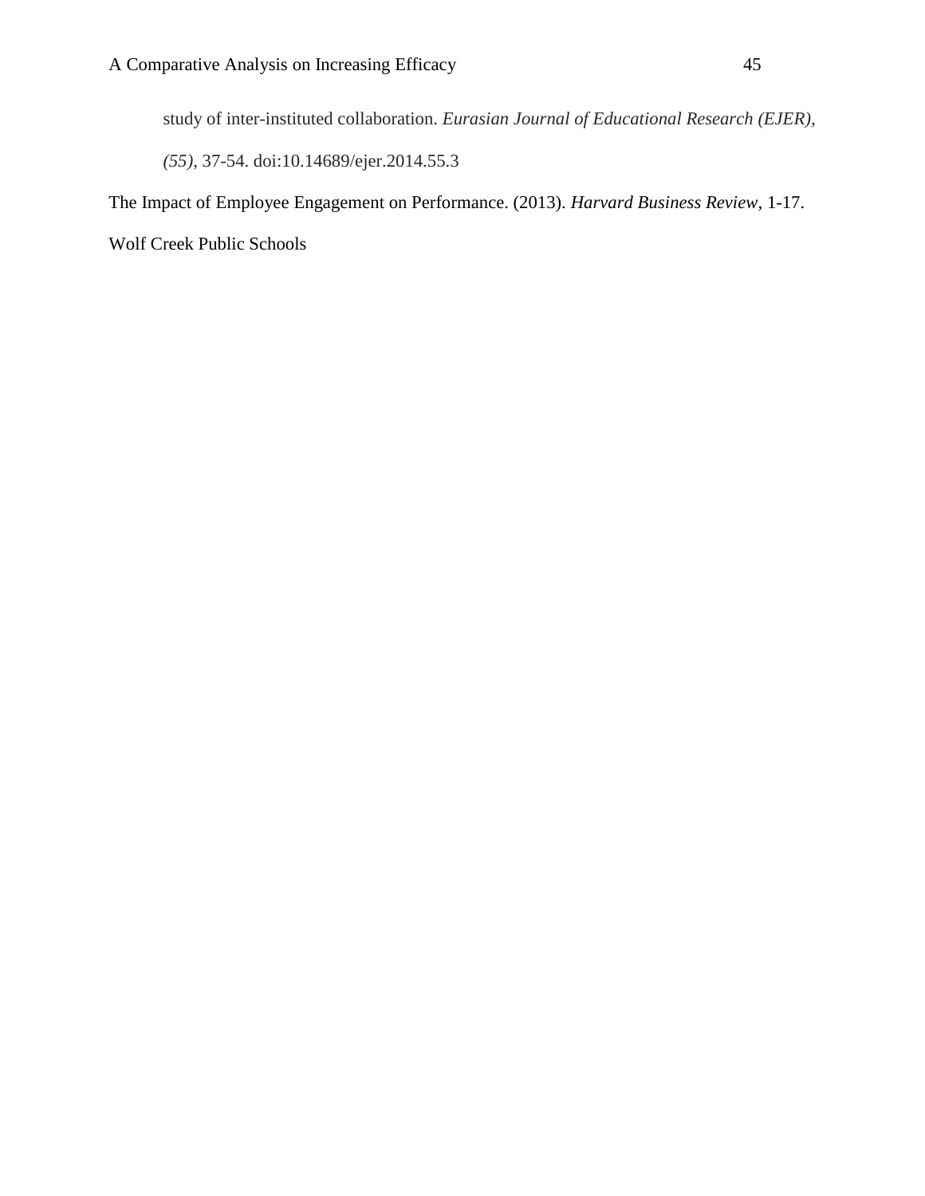study of inter-instituted collaboration. *Eurasian Journal of Educational Research (EJER), (55)*, 37-54. doi:10.14689/ejer.2014.55.3

The Impact of Employee Engagement on Performance. (2013). *Harvard Business Review*, 1-17.

Wolf Creek Public Schools